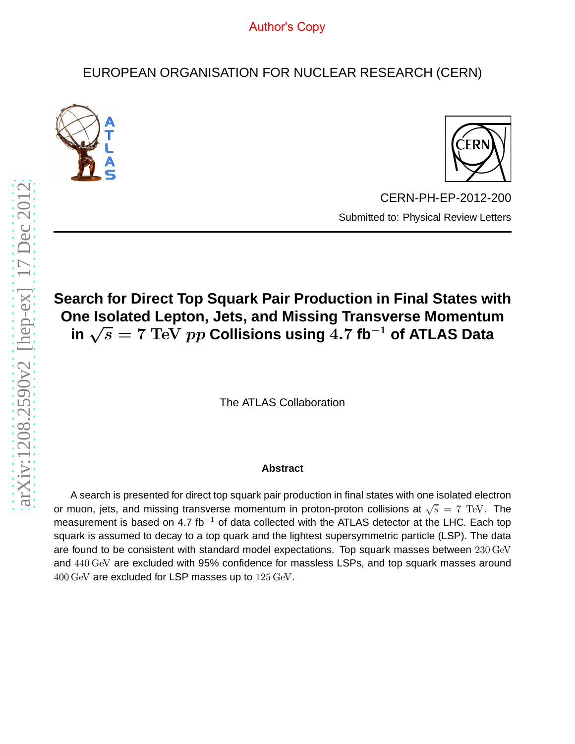Author's Copy

EUROPEAN ORGANISATION FOR NUCLEAR RESEARCH (CERN)

CERN-PH-EP-2012-200

Submitted to: Physical Review Letters

# Search for Direct Top Squark Pair Production in Final States with One Isolated Lepton, Jets, and Missing Transverse Momentum in $\sqrt{s} = 7$ TeV $pp$ Collisions using $4.7$ fb$^{-1}$ of ATLAS Data

The ATLAS Collaboration

## Abstract

A search is presented for direct top squark pair production in final states with one isolated electron or muon, jets, and missing transverse momentum in proton-proton collisions at $\sqrt{s} = 7$ TeV. The measurement is based on 4.7 fb$^{-1}$ of data collected with the ATLAS detector at the LHC. Each top squark is assumed to decay to a top quark and the lightest supersymmetric particle (LSP). The data are found to be consistent with standard model expectations. Top squark masses between $230\,\mathrm{GeV}$ and $440\,\mathrm{GeV}$ are excluded with 95% confidence for massless LSPs, and top squark masses around $400\,\mathrm{GeV}$ are excluded for LSP masses up to $125\,\mathrm{GeV}$.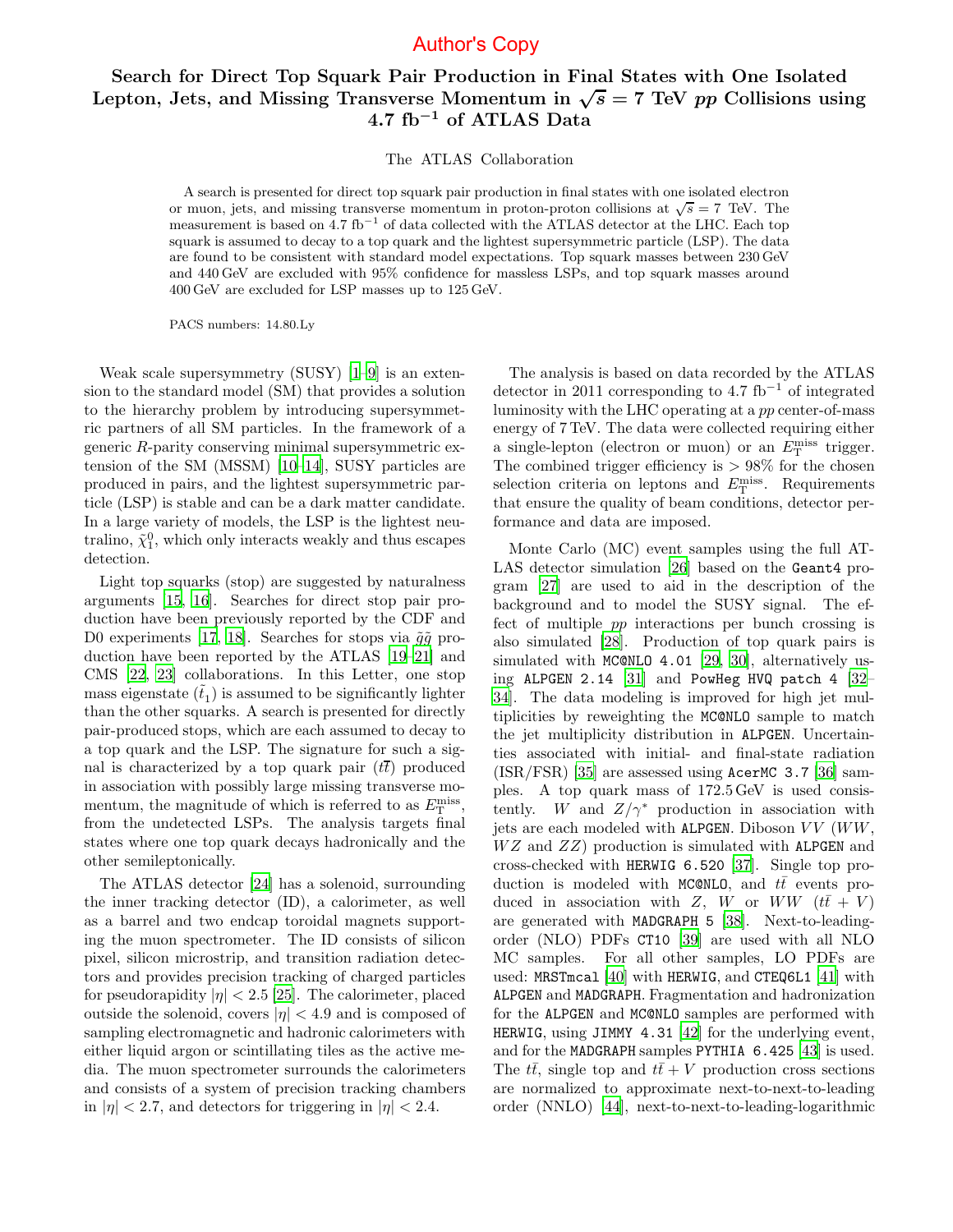# Search for Direct Top Squark Pair Production in Final States with One Isolated Lepton, Jets, and Missing Transverse Momentum in $\sqrt{s} = 7$ TeV $pp$ Collisions using 4.7 fb$^{-1}$ of ATLAS Data

The ATLAS Collaboration

A search is presented for direct top squark pair production in final states with one isolated electron or muon, jets, and missing transverse momentum in proton-proton collisions at $\sqrt{s} = 7$ TeV. The measurement is based on 4.7 fb$^{-1}$ of data collected with the ATLAS detector at the LHC. Each top squark is assumed to decay to a top quark and the lightest supersymmetric particle (LSP). The data are found to be consistent with standard model expectations. Top squark masses between 230 GeV and 440 GeV are excluded with 95% confidence for massless LSPs, and top squark masses around 400 GeV are excluded for LSP masses up to 125 GeV.

PACS numbers: 14.80.Ly

Weak scale supersymmetry (SUSY) [1–9] is an extension to the standard model (SM) that provides a solution to the hierarchy problem by introducing supersymmetric partners of all SM particles. In the framework of a generic $R$-parity conserving minimal supersymmetric extension of the SM (MSSM) [10–14], SUSY particles are produced in pairs, and the lightest supersymmetric particle (LSP) is stable and can be a dark matter candidate. In a large variety of models, the LSP is the lightest neutralino, $\tilde{\chi}_1^0$, which only interacts weakly and thus escapes detection.

Light top squarks (stop) are suggested by naturalness arguments [15, 16]. Searches for direct stop pair production have been previously reported by the CDF and D0 experiments [17, 18]. Searches for stops via $\tilde{g}\tilde{g}$ production have been reported by the ATLAS [19–21] and CMS [22, 23] collaborations. In this Letter, one stop mass eigenstate ($\tilde{t}_1$) is assumed to be significantly lighter than the other squarks. A search is presented for directly pair-produced stops, which are each assumed to decay to a top quark and the LSP. The signature for such a signal is characterized by a top quark pair ($t\bar{t}$) produced in association with possibly large missing transverse momentum, the magnitude of which is referred to as $E_{\mathrm{T}}^{\mathrm{miss}}$, from the undetected LSPs. The analysis targets final states where one top quark decays hadronically and the other semileptonically.

The ATLAS detector [24] has a solenoid, surrounding the inner tracking detector (ID), a calorimeter, as well as a barrel and two endcap toroidal magnets supporting the muon spectrometer. The ID consists of silicon pixel, silicon microstrip, and transition radiation detectors and provides precision tracking of charged particles for pseudorapidity $|\eta| < 2.5$ [25]. The calorimeter, placed outside the solenoid, covers $|\eta| < 4.9$ and is composed of sampling electromagnetic and hadronic calorimeters with either liquid argon or scintillating tiles as the active media. The muon spectrometer surrounds the calorimeters and consists of a system of precision tracking chambers in $|\eta| < 2.7$, and detectors for triggering in $|\eta| < 2.4$.

The analysis is based on data recorded by the ATLAS detector in 2011 corresponding to 4.7 fb$^{-1}$ of integrated luminosity with the LHC operating at a $pp$ center-of-mass energy of 7 TeV. The data were collected requiring either a single-lepton (electron or muon) or an $E_{\mathrm{T}}^{\mathrm{miss}}$ trigger. The combined trigger efficiency is $> 98\%$ for the chosen selection criteria on leptons and $E_{\mathrm{T}}^{\mathrm{miss}}$. Requirements that ensure the quality of beam conditions, detector performance and data are imposed.

Monte Carlo (MC) event samples using the full ATLAS detector simulation [26] based on the `Geant4` program [27] are used to aid in the description of the background and to model the SUSY signal. The effect of multiple $pp$ interactions per bunch crossing is also simulated [28]. Production of top quark pairs is simulated with `MC@NLO 4.01` [29, 30], alternatively using `ALPGEN 2.14` [31] and `PowHeg HVQ patch 4` [32–34]. The data modeling is improved for high jet multiplicities by reweighting the `MC@NLO` sample to match the jet multiplicity distribution in `ALPGEN`. Uncertainties associated with initial- and final-state radiation (ISR/FSR) [35] are assessed using `AcerMC 3.7` [36] samples. A top quark mass of 172.5 GeV is used consistently. $W$ and $Z/\gamma^*$ production in association with jets are each modeled with `ALPGEN`. Diboson $VV$ ($WW$, $WZ$ and $ZZ$) production is simulated with `ALPGEN` and cross-checked with `HERWIG 6.520` [37]. Single top production is modeled with `MC@NLO`, and $t\bar{t}$ events produced in association with $Z$, $W$ or $WW$ ($t\bar{t} + V$) are generated with `MADGRAPH 5` [38]. Next-to-leading-order (NLO) PDFs `CT10` [39] are used with all NLO MC samples. For all other samples, LO PDFs are used: `MRSTmcal` [40] with `HERWIG`, and `CTEQ6L1` [41] with `ALPGEN` and `MADGRAPH`. Fragmentation and hadronization for the `ALPGEN` and `MC@NLO` samples are performed with `HERWIG`, using `JIMMY 4.31` [42] for the underlying event, and for the `MADGRAPH` samples `PYTHIA 6.425` [43] is used. The $t\bar{t}$, single top and $t\bar{t} + V$ production cross sections are normalized to approximate next-to-next-to-leading order (NNLO) [44], next-to-next-to-leading-logarithmic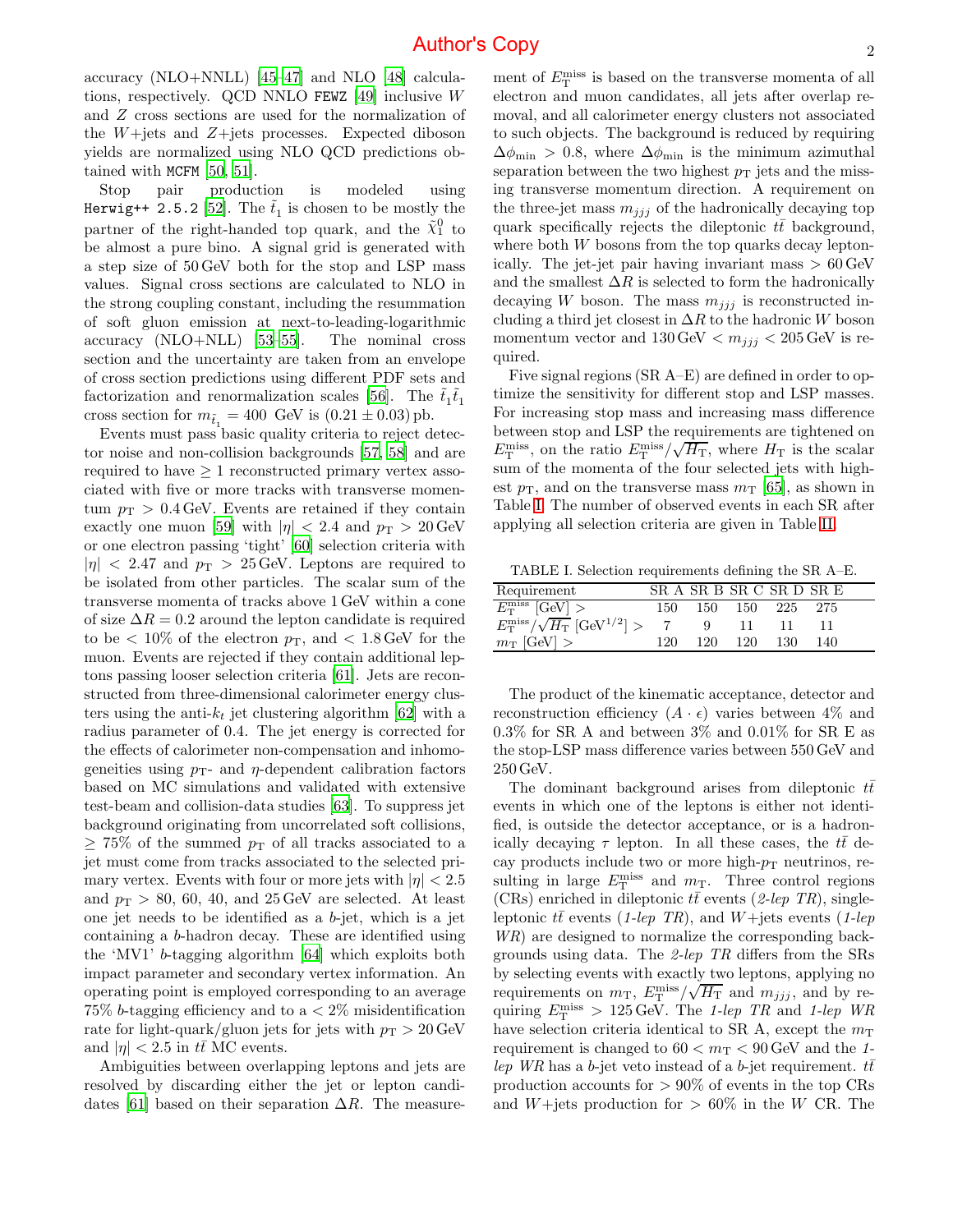accuracy (NLO+NNLL) [45–47] and NLO [48] calculations, respectively. QCD NNLO FEWZ [49] inclusive $W$ and $Z$ cross sections are used for the normalization of the $W$+jets and $Z$+jets processes. Expected diboson yields are normalized using NLO QCD predictions obtained with MCFM [50, 51].

Stop pair production is modeled using Herwig++ 2.5.2 [52]. The $\tilde{t}_1$ is chosen to be mostly the partner of the right-handed top quark, and the $\tilde{\chi}_1^0$ to be almost a pure bino. A signal grid is generated with a step size of 50 GeV both for the stop and LSP mass values. Signal cross sections are calculated to NLO in the strong coupling constant, including the resummation of soft gluon emission at next-to-leading-logarithmic accuracy (NLO+NLL) [53–55]. The nominal cross section and the uncertainty are taken from an envelope of cross section predictions using different PDF sets and factorization and renormalization scales [56]. The $\tilde{t}_1\tilde{t}_1$ cross section for $m_{\tilde{t}_1} = 400$ GeV is $(0.21 \pm 0.03)$ pb.

Events must pass basic quality criteria to reject detector noise and non-collision backgrounds [57, 58] and are required to have $\geq 1$ reconstructed primary vertex associated with five or more tracks with transverse momentum $p_{\mathrm{T}} > 0.4$ GeV. Events are retained if they contain exactly one muon [59] with $|\eta| < 2.4$ and $p_{\mathrm{T}} > 20$ GeV or one electron passing 'tight' [60] selection criteria with $|\eta| < 2.47$ and $p_{\mathrm{T}} > 25$ GeV. Leptons are required to be isolated from other particles. The scalar sum of the transverse momenta of tracks above 1 GeV within a cone of size $\Delta R = 0.2$ around the lepton candidate is required to be $< 10\%$ of the electron $p_{\mathrm{T}}$, and $< 1.8$ GeV for the muon. Events are rejected if they contain additional leptons passing looser selection criteria [61]. Jets are reconstructed from three-dimensional calorimeter energy clusters using the anti-$k_t$ jet clustering algorithm [62] with a radius parameter of 0.4. The jet energy is corrected for the effects of calorimeter non-compensation and inhomogeneities using $p_{\mathrm{T}}$- and $\eta$-dependent calibration factors based on MC simulations and validated with extensive test-beam and collision-data studies [63]. To suppress jet background originating from uncorrelated soft collisions, $\geq 75\%$ of the summed $p_{\mathrm{T}}$ of all tracks associated to a jet must come from tracks associated to the selected primary vertex. Events with four or more jets with $|\eta| < 2.5$ and $p_{\mathrm{T}} > 80$, 60, 40, and 25 GeV are selected. At least one jet needs to be identified as a $b$-jet, which is a jet containing a $b$-hadron decay. These are identified using the 'MV1' $b$-tagging algorithm [64] which exploits both impact parameter and secondary vertex information. An operating point is employed corresponding to an average 75% $b$-tagging efficiency and to a $< 2\%$ misidentification rate for light-quark/gluon jets for jets with $p_{\mathrm{T}} > 20$ GeV and $|\eta| < 2.5$ in $t\bar{t}$ MC events.

Ambiguities between overlapping leptons and jets are resolved by discarding either the jet or lepton candidates [61] based on their separation $\Delta R$. The measurement of $E_{\mathrm{T}}^{\mathrm{miss}}$ is based on the transverse momenta of all electron and muon candidates, all jets after overlap removal, and all calorimeter energy clusters not associated to such objects. The background is reduced by requiring $\Delta\phi_{\min} > 0.8$, where $\Delta\phi_{\min}$ is the minimum azimuthal separation between the two highest $p_{\mathrm{T}}$ jets and the missing transverse momentum direction. A requirement on the three-jet mass $m_{jjj}$ of the hadronically decaying top quark specifically rejects the dileptonic $t\bar{t}$ background, where both $W$ bosons from the top quarks decay leptonically. The jet-jet pair having invariant mass $> 60$ GeV and the smallest $\Delta R$ is selected to form the hadronically decaying $W$ boson. The mass $m_{jjj}$ is reconstructed including a third jet closest in $\Delta R$ to the hadronic $W$ boson momentum vector and $130\,\mathrm{GeV} < m_{jjj} < 205$ GeV is required.

Five signal regions (SR A–E) are defined in order to optimize the sensitivity for different stop and LSP masses. For increasing stop mass and increasing mass difference between stop and LSP the requirements are tightened on $E_{\mathrm{T}}^{\mathrm{miss}}$, on the ratio $E_{\mathrm{T}}^{\mathrm{miss}}/\sqrt{H_{\mathrm{T}}}$, where $H_{\mathrm{T}}$ is the scalar sum of the momenta of the four selected jets with highest $p_{\mathrm{T}}$, and on the transverse mass $m_{\mathrm{T}}$ [65], as shown in Table I. The number of observed events in each SR after applying all selection criteria are given in Table II.

TABLE I. Selection requirements defining the SR A–E.

| Requirement | SR A | SR B | SR C | SR D | SR E |
|---|---|---|---|---|---|
| $E_{\mathrm{T}}^{\mathrm{miss}}$ [GeV] $>$ | 150 | 150 | 150 | 225 | 275 |
| $E_{\mathrm{T}}^{\mathrm{miss}}/\sqrt{H_{\mathrm{T}}}$ [GeV$^{1/2}$] $>$ | 7 | 9 | 11 | 11 | 11 |
| $m_{\mathrm{T}}$ [GeV] $>$ | 120 | 120 | 120 | 130 | 140 |

The product of the kinematic acceptance, detector and reconstruction efficiency $(A \cdot \epsilon)$ varies between 4% and 0.3% for SR A and between 3% and 0.01% for SR E as the stop-LSP mass difference varies between 550 GeV and 250 GeV.

The dominant background arises from dileptonic $t\bar{t}$ events in which one of the leptons is either not identified, is outside the detector acceptance, or is a hadronically decaying $\tau$ lepton. In all these cases, the $t\bar{t}$ decay products include two or more high-$p_{\mathrm{T}}$ neutrinos, resulting in large $E_{\mathrm{T}}^{\mathrm{miss}}$ and $m_{\mathrm{T}}$. Three control regions (CRs) enriched in dileptonic $t\bar{t}$ events (*2-lep TR*), single-leptonic $t\bar{t}$ events (*1-lep TR*), and $W$+jets events (*1-lep WR*) are designed to normalize the corresponding backgrounds using data. The *2-lep TR* differs from the SRs by selecting events with exactly two leptons, applying no requirements on $m_{\mathrm{T}}$, $E_{\mathrm{T}}^{\mathrm{miss}}/\sqrt{H_{\mathrm{T}}}$ and $m_{jjj}$, and by requiring $E_{\mathrm{T}}^{\mathrm{miss}} > 125$ GeV. The *1-lep TR* and *1-lep WR* have selection criteria identical to SR A, except the $m_{\mathrm{T}}$ requirement is changed to $60 < m_{\mathrm{T}} < 90$ GeV and the *1-lep WR* has a $b$-jet veto instead of a $b$-jet requirement. $t\bar{t}$ production accounts for $> 90\%$ of events in the top CRs and $W$+jets production for $> 60\%$ in the $W$ CR. The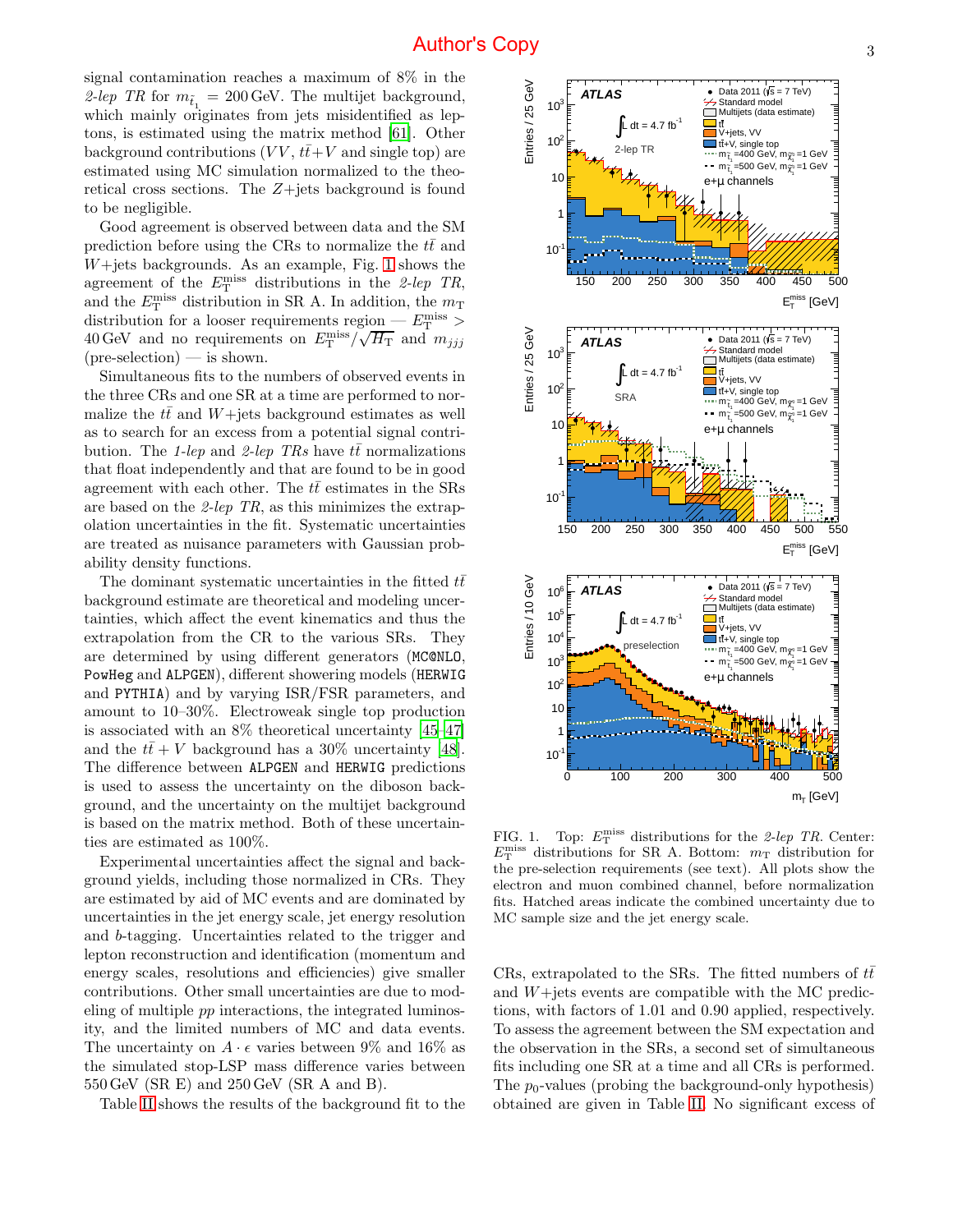signal contamination reaches a maximum of 8% in the *2-lep TR* for $m_{\tilde{t}_1} = 200\,\mathrm{GeV}$. The multijet background, which mainly originates from jets misidentified as leptons, is estimated using the matrix method [61]. Other background contributions ($VV$, $t\bar{t}+V$ and single top) are estimated using MC simulation normalized to the theoretical cross sections. The $Z$+jets background is found to be negligible.

Good agreement is observed between data and the SM prediction before using the CRs to normalize the $t\bar{t}$ and $W$+jets backgrounds. As an example, Fig. 1 shows the agreement of the $E_{\mathrm{T}}^{\mathrm{miss}}$ distributions in the *2-lep TR*, and the $E_{\mathrm{T}}^{\mathrm{miss}}$ distribution in SR A. In addition, the $m_{\mathrm{T}}$ distribution for a looser requirements region — $E_{\mathrm{T}}^{\mathrm{miss}} > 40\,\mathrm{GeV}$ and no requirements on $E_{\mathrm{T}}^{\mathrm{miss}}/\sqrt{H_{\mathrm{T}}}$ and $m_{jjj}$ (pre-selection) — is shown.

Simultaneous fits to the numbers of observed events in the three CRs and one SR at a time are performed to normalize the $t\bar{t}$ and $W$+jets background estimates as well as to search for an excess from a potential signal contribution. The *1-lep* and *2-lep TRs* have $t\bar{t}$ normalizations that float independently and that are found to be in good agreement with each other. The $t\bar{t}$ estimates in the SRs are based on the *2-lep TR*, as this minimizes the extrapolation uncertainties in the fit. Systematic uncertainties are treated as nuisance parameters with Gaussian probability density functions.

The dominant systematic uncertainties in the fitted $t\bar{t}$ background estimate are theoretical and modeling uncertainties, which affect the event kinematics and thus the extrapolation from the CR to the various SRs. They are determined by using different generators (MC@NLO, PowHeg and ALPGEN), different showering models (HERWIG and PYTHIA) and by varying ISR/FSR parameters, and amount to 10–30%. Electroweak single top production is associated with an 8% theoretical uncertainty [45–47] and the $t\bar{t}+V$ background has a 30% uncertainty [48]. The difference between ALPGEN and HERWIG predictions is used to assess the uncertainty on the diboson background, and the uncertainty on the multijet background is based on the matrix method. Both of these uncertainties are estimated as 100%.

Experimental uncertainties affect the signal and background yields, including those normalized in CRs. They are estimated by aid of MC events and are dominated by uncertainties in the jet energy scale, jet energy resolution and $b$-tagging. Uncertainties related to the trigger and lepton reconstruction and identification (momentum and energy scales, resolutions and efficiencies) give smaller contributions. Other small uncertainties are due to modeling of multiple $pp$ interactions, the integrated luminosity, and the limited numbers of MC and data events. The uncertainty on $A \cdot \epsilon$ varies between 9% and 16% as the simulated stop-LSP mass difference varies between 550 GeV (SR E) and 250 GeV (SR A and B).

Table II shows the results of the background fit to the CRs, extrapolated to the SRs. The fitted numbers of $t\bar{t}$ and $W$+jets events are compatible with the MC predictions, with factors of 1.01 and 0.90 applied, respectively. To assess the agreement between the SM expectation and the observation in the SRs, a second set of simultaneous fits including one SR at a time and all CRs is performed. The $p_0$-values (probing the background-only hypothesis) obtained are given in Table II. No significant excess of

FIG. 1. Top: $E_{\mathrm{T}}^{\mathrm{miss}}$ distributions for the *2-lep TR*. Center: $E_{\mathrm{T}}^{\mathrm{miss}}$ distributions for SR A. Bottom: $m_{\mathrm{T}}$ distribution for the pre-selection requirements (see text). All plots show the electron and muon combined channel, before normalization fits. Hatched areas indicate the combined uncertainty due to MC sample size and the jet energy scale.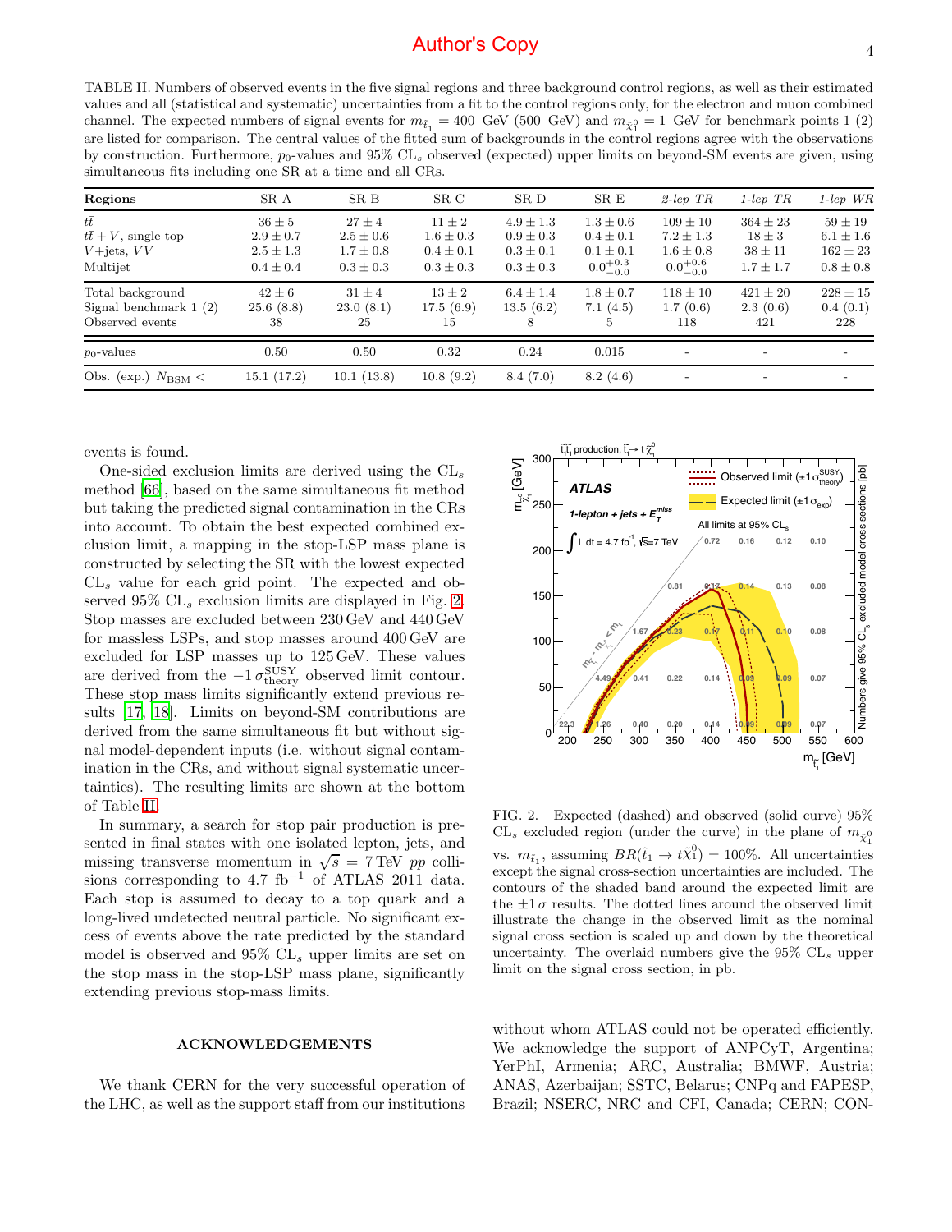TABLE II. Numbers of observed events in the five signal regions and three background control regions, as well as their estimated values and all (statistical and systematic) uncertainties from a fit to the control regions only, for the electron and muon combined channel. The expected numbers of signal events for $m_{\tilde{t}_1} = 400$ GeV (500 GeV) and $m_{\tilde{\chi}_1^0} = 1$ GeV for benchmark points 1 (2) are listed for comparison. The central values of the fitted sum of backgrounds in the control regions agree with the observations by construction. Furthermore, $p_0$-values and 95% CL$_s$ observed (expected) upper limits on beyond-SM events are given, using simultaneous fits including one SR at a time and all CRs.

| **Regions** | SR A | SR B | SR C | SR D | SR E | *2-lep TR* | *1-lep TR* | *1-lep WR* |
|---|---|---|---|---|---|---|---|---|
| $t\bar{t}$ | $36 \pm 5$ | $27 \pm 4$ | $11 \pm 2$ | $4.9 \pm 1.3$ | $1.3 \pm 0.6$ | $109 \pm 10$ | $364 \pm 23$ | $59 \pm 19$ |
| $t\bar{t} + V$, single top | $2.9 \pm 0.7$ | $2.5 \pm 0.6$ | $1.6 \pm 0.3$ | $0.9 \pm 0.3$ | $0.4 \pm 0.1$ | $7.2 \pm 1.3$ | $18 \pm 3$ | $6.1 \pm 1.6$ |
| $V$+jets, $VV$ | $2.5 \pm 1.3$ | $1.7 \pm 0.8$ | $0.4 \pm 0.1$ | $0.3 \pm 0.1$ | $0.1 \pm 0.1$ | $1.6 \pm 0.8$ | $38 \pm 11$ | $162 \pm 23$ |
| Multijet | $0.4 \pm 0.4$ | $0.3 \pm 0.3$ | $0.3 \pm 0.3$ | $0.3 \pm 0.3$ | $0.0^{+0.3}_{-0.0}$ | $0.0^{+0.6}_{-0.0}$ | $1.7 \pm 1.7$ | $0.8 \pm 0.8$ |
| Total background | $42 \pm 6$ | $31 \pm 4$ | $13 \pm 2$ | $6.4 \pm 1.4$ | $1.8 \pm 0.7$ | $118 \pm 10$ | $421 \pm 20$ | $228 \pm 15$ |
| Signal benchmark 1 (2) | 25.6 (8.8) | 23.0 (8.1) | 17.5 (6.9) | 13.5 (6.2) | 7.1 (4.5) | 1.7 (0.6) | 2.3 (0.6) | 0.4 (0.1) |
| Observed events | 38 | 25 | 15 | 8 | 5 | 118 | 421 | 228 |
| $p_0$-values | 0.50 | 0.50 | 0.32 | 0.24 | 0.015 | - | - | - |
| Obs. (exp.) $N_{\mathrm{BSM}} <$ | 15.1 (17.2) | 10.1 (13.8) | 10.8 (9.2) | 8.4 (7.0) | 8.2 (4.6) | - | - | - |

events is found.

One-sided exclusion limits are derived using the CL$_s$ method [66], based on the same simultaneous fit method but taking the predicted signal contamination in the CRs into account. To obtain the best expected combined exclusion limit, a mapping in the stop-LSP mass plane is constructed by selecting the SR with the lowest expected CL$_s$ value for each grid point. The expected and observed 95% CL$_s$ exclusion limits are displayed in Fig. 2. Stop masses are excluded between 230 GeV and 440 GeV for massless LSPs, and stop masses around 400 GeV are excluded for LSP masses up to 125 GeV. These values are derived from the $-1\,\sigma^{\mathrm{SUSY}}_{\mathrm{theory}}$ observed limit contour. These stop mass limits significantly extend previous results [17, 18]. Limits on beyond-SM contributions are derived from the same simultaneous fit but without signal model-dependent inputs (i.e. without signal contamination in the CRs, and without signal systematic uncertainties). The resulting limits are shown at the bottom of Table II.

In summary, a search for stop pair production is presented in final states with one isolated lepton, jets, and missing transverse momentum in $\sqrt{s} = 7$ TeV $pp$ collisions corresponding to 4.7 fb$^{-1}$ of ATLAS 2011 data. Each stop is assumed to decay to a top quark and a long-lived undetected neutral particle. No significant excess of events above the rate predicted by the standard model is observed and 95% CL$_s$ upper limits are set on the stop mass in the stop-LSP mass plane, significantly extending previous stop-mass limits.

FIG. 2. Expected (dashed) and observed (solid curve) 95% CL$_s$ excluded region (under the curve) in the plane of $m_{\tilde{\chi}_1^0}$ vs. $m_{\tilde{t}_1}$, assuming $BR(\tilde{t}_1 \to t\tilde{\chi}_1^0) = 100\%$. All uncertainties except the signal cross-section uncertainties are included. The contours of the shaded band around the expected limit are the $\pm 1\,\sigma$ results. The dotted lines around the observed limit illustrate the change in the observed limit as the nominal signal cross section is scaled up and down by the theoretical uncertainty. The overlaid numbers give the 95% CL$_s$ upper limit on the signal cross section, in pb.

## ACKNOWLEDGEMENTS

We thank CERN for the very successful operation of the LHC, as well as the support staff from our institutions without whom ATLAS could not be operated efficiently. We acknowledge the support of ANPCyT, Argentina; YerPhI, Armenia; ARC, Australia; BMWF, Austria; ANAS, Azerbaijan; SSTC, Belarus; CNPq and FAPESP, Brazil; NSERC, NRC and CFI, Canada; CERN; CON-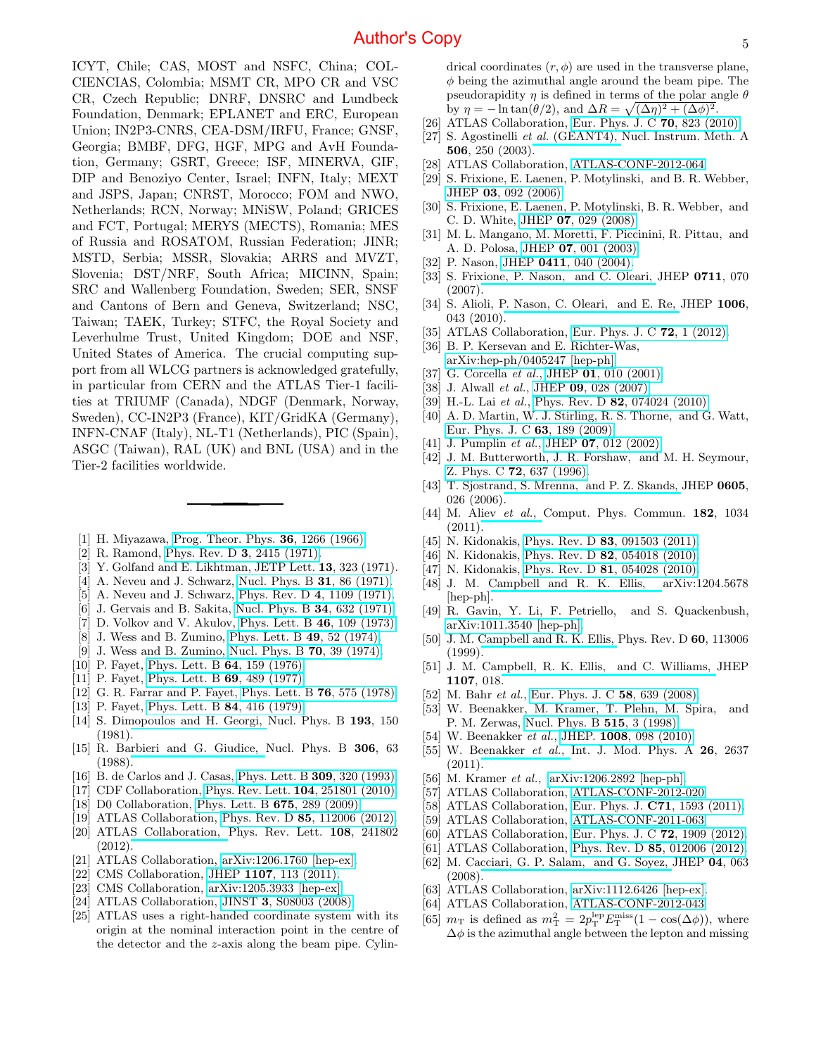ICYT, Chile; CAS, MOST and NSFC, China; COLCIENCIAS, Colombia; MSMT CR, MPO CR and VSC CR, Czech Republic; DNRF, DNSRC and Lundbeck Foundation, Denmark; EPLANET and ERC, European Union; IN2P3-CNRS, CEA-DSM/IRFU, France; GNSF, Georgia; BMBF, DFG, HGF, MPG and AvH Foundation, Germany; GSRT, Greece; ISF, MINERVA, GIF, DIP and Benoziyo Center, Israel; INFN, Italy; MEXT and JSPS, Japan; CNRST, Morocco; FOM and NWO, Netherlands; RCN, Norway; MNiSW, Poland; GRICES and FCT, Portugal; MERYS (MECTS), Romania; MES of Russia and ROSATOM, Russian Federation; JINR; MSTD, Serbia; MSSR, Slovakia; ARRS and MVZT, Slovenia; DST/NRF, South Africa; MICINN, Spain; SRC and Wallenberg Foundation, Sweden; SER, SNSF and Cantons of Bern and Geneva, Switzerland; NSC, Taiwan; TAEK, Turkey; STFC, the Royal Society and Leverhulme Trust, United Kingdom; DOE and NSF, United States of America. The crucial computing support from all WLCG partners is acknowledged gratefully, in particular from CERN and the ATLAS Tier-1 facilities at TRIUMF (Canada), NDGF (Denmark, Norway, Sweden), CC-IN2P3 (France), KIT/GridKA (Germany), INFN-CNAF (Italy), NL-T1 (Netherlands), PIC (Spain), ASGC (Taiwan), RAL (UK) and BNL (USA) and in the Tier-2 facilities worldwide.

---

[1] H. Miyazawa, Prog. Theor. Phys. **36**, 1266 (1966).
[2] R. Ramond, Phys. Rev. D **3**, 2415 (1971).
[3] Y. Golfand and E. Likhtman, JETP Lett. **13**, 323 (1971).
[4] A. Neveu and J. Schwarz, Nucl. Phys. B **31**, 86 (1971).
[5] A. Neveu and J. Schwarz, Phys. Rev. D **4**, 1109 (1971).
[6] J. Gervais and B. Sakita, Nucl. Phys. B **34**, 632 (1971).
[7] D. Volkov and V. Akulov, Phys. Lett. B **46**, 109 (1973).
[8] J. Wess and B. Zumino, Phys. Lett. B **49**, 52 (1974).
[9] J. Wess and B. Zumino, Nucl. Phys. B **70**, 39 (1974).
[10] P. Fayet, Phys. Lett. B **64**, 159 (1976).
[11] P. Fayet, Phys. Lett. B **69**, 489 (1977).
[12] G. R. Farrar and P. Fayet, Phys. Lett. B **76**, 575 (1978).
[13] P. Fayet, Phys. Lett. B **84**, 416 (1979).
[14] S. Dimopoulos and H. Georgi, Nucl. Phys. B **193**, 150 (1981).
[15] R. Barbieri and G. Giudice, Nucl. Phys. B **306**, 63 (1988).
[16] B. de Carlos and J. Casas, Phys. Lett. B **309**, 320 (1993).
[17] CDF Collaboration, Phys. Rev. Lett. **104**, 251801 (2010).
[18] D0 Collaboration, Phys. Lett. B **675**, 289 (2009).
[19] ATLAS Collaboration, Phys. Rev. D **85**, 112006 (2012).
[20] ATLAS Collaboration, Phys. Rev. Lett. **108**, 241802 (2012).
[21] ATLAS Collaboration, arXiv:1206.1760 [hep-ex].
[22] CMS Collaboration, JHEP **1107**, 113 (2011).
[23] CMS Collaboration, arXiv:1205.3933 [hep-ex].
[24] ATLAS Collaboration, JINST **3**, S08003 (2008).
[25] ATLAS uses a right-handed coordinate system with its origin at the nominal interaction point in the centre of the detector and the $z$-axis along the beam pipe. Cylindrical coordinates $(r, \phi)$ are used in the transverse plane, $\phi$ being the azimuthal angle around the beam pipe. The pseudorapidity $\eta$ is defined in terms of the polar angle $\theta$ by $\eta = -\ln\tan(\theta/2)$, and $\Delta R = \sqrt{(\Delta\eta)^2 + (\Delta\phi)^2}$.
[26] ATLAS Collaboration, Eur. Phys. J. C **70**, 823 (2010).
[27] S. Agostinelli *et al.* (GEANT4), Nucl. Instrum. Meth. A **506**, 250 (2003).
[28] ATLAS Collaboration, ATLAS-CONF-2012-064.
[29] S. Frixione, E. Laenen, P. Motylinski, and B. R. Webber, JHEP **03**, 092 (2006).
[30] S. Frixione, E. Laenen, P. Motylinski, B. R. Webber, and C. D. White, JHEP **07**, 029 (2008).
[31] M. L. Mangano, M. Moretti, F. Piccinini, R. Pittau, and A. D. Polosa, JHEP **07**, 001 (2003).
[32] P. Nason, JHEP **0411**, 040 (2004).
[33] S. Frixione, P. Nason, and C. Oleari, JHEP **0711**, 070 (2007).
[34] S. Alioli, P. Nason, C. Oleari, and E. Re, JHEP **1006**, 043 (2010).
[35] ATLAS Collaboration, Eur. Phys. J. C **72**, 1 (2012).
[36] B. P. Kersevan and E. Richter-Was, arXiv:hep-ph/0405247 [hep-ph].
[37] G. Corcella *et al.*, JHEP **01**, 010 (2001).
[38] J. Alwall *et al.*, JHEP **09**, 028 (2007).
[39] H.-L. Lai *et al.*, Phys. Rev. D **82**, 074024 (2010).
[40] A. D. Martin, W. J. Stirling, R. S. Thorne, and G. Watt, Eur. Phys. J. C **63**, 189 (2009).
[41] J. Pumplin *et al.*, JHEP **07**, 012 (2002).
[42] J. M. Butterworth, J. R. Forshaw, and M. H. Seymour, Z. Phys. C **72**, 637 (1996).
[43] T. Sjostrand, S. Mrenna, and P. Z. Skands, JHEP **0605**, 026 (2006).
[44] M. Aliev *et al.*, Comput. Phys. Commun. **182**, 1034 (2011).
[45] N. Kidonakis, Phys. Rev. D **83**, 091503 (2011).
[46] N. Kidonakis, Phys. Rev. D **82**, 054018 (2010).
[47] N. Kidonakis, Phys. Rev. D **81**, 054028 (2010).
[48] J. M. Campbell and R. K. Ellis, arXiv:1204.5678 [hep-ph].
[49] R. Gavin, Y. Li, F. Petriello, and S. Quackenbush, arXiv:1011.3540 [hep-ph].
[50] J. M. Campbell and R. K. Ellis, Phys. Rev. D **60**, 113006 (1999).
[51] J. M. Campbell, R. K. Ellis, and C. Williams, JHEP **1107**, 018.
[52] M. Bahr *et al.*, Eur. Phys. J. C **58**, 639 (2008).
[53] W. Beenakker, M. Kramer, T. Plehn, M. Spira, and P. M. Zerwas, Nucl. Phys. B **515**, 3 (1998).
[54] W. Beenakker *et al.*, JHEP. **1008**, 098 (2010).
[55] W. Beenakker *et al.*, Int. J. Mod. Phys. A **26**, 2637 (2011).
[56] M. Kramer *et al.*, arXiv:1206.2892 [hep-ph].
[57] ATLAS Collaboration, ATLAS-CONF-2012-020.
[58] ATLAS Collaboration, Eur. Phys. J. **C71**, 1593 (2011).
[59] ATLAS Collaboration, ATLAS-CONF-2011-063.
[60] ATLAS Collaboration, Eur. Phys. J. C **72**, 1909 (2012).
[61] ATLAS Collaboration, Phys. Rev. D **85**, 012006 (2012).
[62] M. Cacciari, G. P. Salam, and G. Soyez, JHEP **04**, 063 (2008).
[63] ATLAS Collaboration, arXiv:1112.6426 [hep-ex].
[64] ATLAS Collaboration, ATLAS-CONF-2012-043.
[65] $m_{\mathrm{T}}$ is defined as $m_{\mathrm{T}}^2 = 2p_{\mathrm{T}}^{\mathrm{lep}}E_{\mathrm{T}}^{\mathrm{miss}}(1 - \cos(\Delta\phi))$, where $\Delta\phi$ is the azimuthal angle between the lepton and missing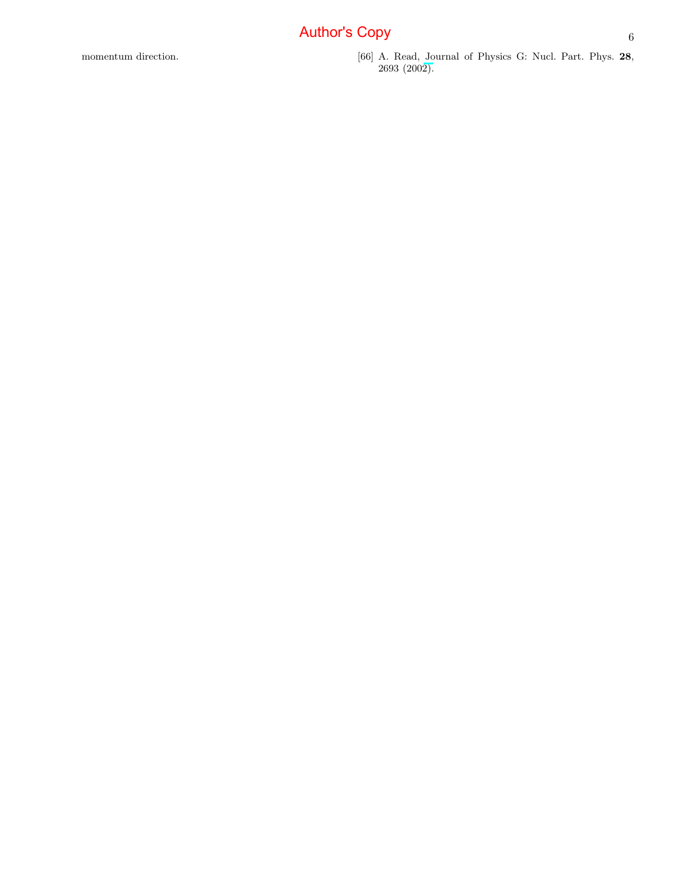momentum direction.

[66] A. Read, Journal of Physics G: Nucl. Part. Phys. **28**, 2693 (2002).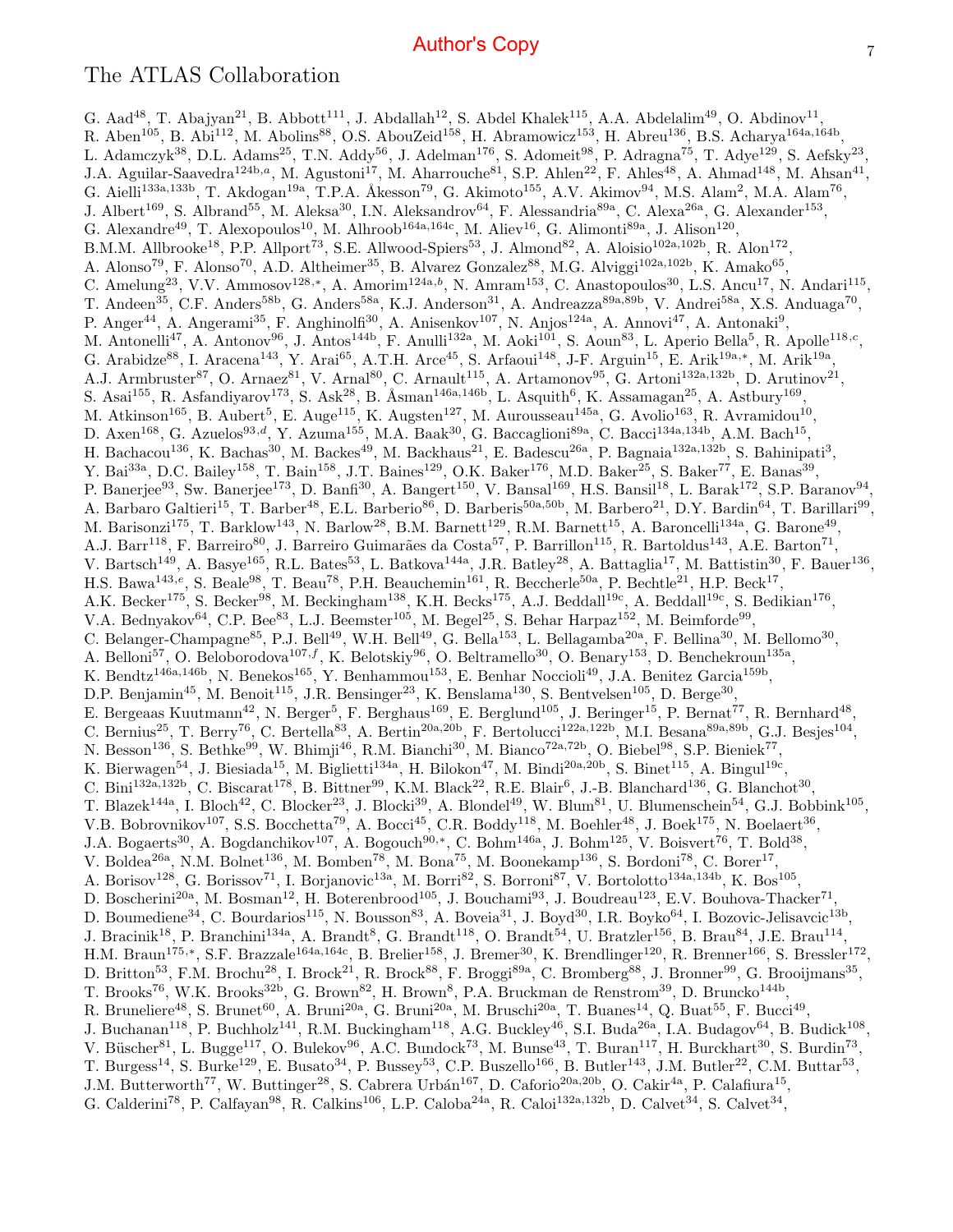# The ATLAS Collaboration

G. Aad[48], T. Abajyan[21], B. Abbott[111], J. Abdallah[12], S. Abdel Khalek[115], A.A. Abdelalim[49], O. Abdinov[11], R. Aben[105], B. Abi[112], M. Abolins[88], O.S. AbouZeid[158], H. Abramowicz[153], H. Abreu[136], B.S. Acharya[164a,164b], L. Adamczyk[38], D.L. Adams[25], T.N. Addy[56], J. Adelman[176], S. Adomeit[98], P. Adragna[75], T. Adye[129], S. Aefsky[23], J.A. Aguilar-Saavedra[124b,a], M. Agustoni[17], M. Aharrouche[81], S.P. Ahlen[22], F. Ahles[48], A. Ahmad[148], M. Ahsan[41], G. Aielli[133a,133b], T. Akdogan[19a], T.P.A. Åkesson[79], G. Akimoto[155], A.V. Akimov[94], M.S. Alam[2], M.A. Alam[76], J. Albert[169], S. Albrand[55], M. Aleksa[30], I.N. Aleksandrov[64], F. Alessandria[89a], C. Alexa[26a], G. Alexander[153], G. Alexandre[49], T. Alexopoulos[10], M. Alhroob[164a,164c], M. Aliev[16], G. Alimonti[89a], J. Alison[120], B.M.M. Allbrooke[18], P.P. Allport[73], S.E. Allwood-Spiers[53], J. Almond[82], A. Aloisio[102a,102b], R. Alon[172], A. Alonso[79], F. Alonso[70], A.D. Altheimer[35], B. Alvarez Gonzalez[88], M.G. Alviggi[102a,102b], K. Amako[65], C. Amelung[23], V.V. Ammosov[128,*], A. Amorim[124a,b], N. Amram[153], C. Anastopoulos[30], L.S. Ancu[17], N. Andari[115], T. Andeen[35], C.F. Anders[58b], G. Anders[58a], K.J. Anderson[31], A. Andreazza[89a,89b], V. Andrei[58a], X.S. Anduaga[70], P. Anger[44], A. Angerami[35], F. Anghinolfi[30], A. Anisenkov[107], N. Anjos[124a], A. Annovi[47], A. Antonaki[9], M. Antonelli[47], A. Antonov[96], J. Antos[144b], F. Anulli[132a], M. Aoki[101], S. Aoun[83], L. Aperio Bella[5], R. Apolle[118,c], G. Arabidze[88], I. Aracena[143], Y. Arai[65], A.T.H. Arce[45], S. Arfaoui[148], J-F. Arguin[15], E. Arik[19a,*], M. Arik[19a], A.J. Armbruster[87], O. Arnaez[81], V. Arnal[80], C. Arnault[115], A. Artamonov[95], G. Artoni[132a,132b], D. Arutinov[21], S. Asai[155], R. Asfandiyarov[173], S. Ask[28], B. Åsman[146a,146b], L. Asquith[6], K. Assamagan[25], A. Astbury[169], M. Atkinson[165], B. Aubert[5], E. Auge[115], K. Augsten[127], M. Aurousseau[145a], G. Avolio[163], R. Avramidou[10], D. Axen[168], G. Azuelos[93,d], Y. Azuma[155], M.A. Baak[30], G. Baccaglioni[89a], C. Bacci[134a,134b], A.M. Bach[15], H. Bachacou[136], K. Bachas[30], M. Backes[49], M. Backhaus[21], E. Badescu[26a], P. Bagnaia[132a,132b], S. Bahinipati[3], Y. Bai[33a], D.C. Bailey[158], T. Bain[158], J.T. Baines[129], O.K. Baker[176], M.D. Baker[25], S. Baker[77], E. Banas[39], P. Banerjee[93], Sw. Banerjee[173], D. Banfi[30], A. Bangert[150], V. Bansal[169], H.S. Bansil[18], L. Barak[172], S.P. Baranov[94], A. Barbaro Galtieri[15], T. Barber[48], E.L. Barberio[86], D. Barberis[50a,50b], M. Barbero[21], D.Y. Bardin[64], T. Barillari[99], M. Barisonzi[175], T. Barklow[143], N. Barlow[28], B.M. Barnett[129], R.M. Barnett[15], A. Baroncelli[134a], G. Barone[49], A.J. Barr[118], F. Barreiro[80], J. Barreiro Guimarães da Costa[57], P. Barrillon[115], R. Bartoldus[143], A.E. Barton[71], V. Bartsch[149], A. Basye[165], R.L. Bates[53], L. Batkova[144a], J.R. Batley[28], A. Battaglia[17], M. Battistin[30], F. Bauer[136], H.S. Bawa[143,e], S. Beale[98], T. Beau[78], P.H. Beauchemin[161], R. Beccherle[50a], P. Bechtle[21], H.P. Beck[17], A.K. Becker[175], S. Becker[98], M. Beckingham[138], K.H. Becks[175], A.J. Beddall[19c], A. Beddall[19c], S. Bedikian[176], V.A. Bednyakov[64], C.P. Bee[83], L.J. Beemster[105], M. Begel[25], S. Behar Harpaz[152], M. Beimforde[99], C. Belanger-Champagne[85], P.J. Bell[49], W.H. Bell[49], G. Bella[153], L. Bellagamba[20a], F. Bellina[30], M. Bellomo[30], A. Belloni[57], O. Beloborodova[107,f], K. Belotskiy[96], O. Beltramello[30], O. Benary[153], D. Benchekroun[135a], K. Bendtz[146a,146b], N. Benekos[165], Y. Benhammou[153], E. Benhar Noccioli[49], J.A. Benitez Garcia[159b], D.P. Benjamin[45], M. Benoit[115], J.R. Bensinger[23], K. Benslama[130], S. Bentvelsen[105], D. Berge[30], E. Bergeaas Kuutmann[42], N. Berger[5], F. Berghaus[169], E. Berglund[105], J. Beringer[15], P. Bernat[77], R. Bernhard[48], C. Bernius[25], T. Berry[76], C. Bertella[83], A. Bertin[20a,20b], F. Bertolucci[122a,122b], M.I. Besana[89a,89b], G.J. Besjes[104], N. Besson[136], S. Bethke[99], W. Bhimji[46], R.M. Bianchi[30], M. Bianco[72a,72b], O. Biebel[98], S.P. Bieniek[77], K. Bierwagen[54], J. Biesiada[15], M. Biglietti[134a], H. Bilokon[47], M. Bindi[20a,20b], S. Binet[115], A. Bingul[19c], C. Bini[132a,132b], C. Biscarat[178], B. Bittner[99], K.M. Black[22], R.E. Blair[6], J.-B. Blanchard[136], G. Blanchot[30], T. Blazek[144a], I. Bloch[42], C. Blocker[23], J. Blocki[39], A. Blondel[49], W. Blum[81], U. Blumenschein[54], G.J. Bobbink[105], V.B. Bobrovnikov[107], S.S. Bocchetta[79], A. Bocci[45], C.R. Boddy[118], M. Boehler[48], J. Boek[175], N. Boelaert[36], J.A. Bogaerts[30], A. Bogdanchikov[107], A. Bogouch[90,*], C. Bohm[146a], J. Bohm[125], V. Boisvert[76], T. Bold[38], V. Boldea[26a], N.M. Bolnet[136], M. Bomben[78], M. Bona[75], M. Boonekamp[136], S. Bordoni[78], C. Borer[17], A. Borisov[128], G. Borissov[71], I. Borjanovic[13a], M. Borri[82], S. Borroni[87], V. Bortolotto[134a,134b], K. Bos[105], D. Boscherini[20a], M. Bosman[12], H. Boterenbrood[105], J. Bouchami[93], J. Boudreau[123], E.V. Bouhova-Thacker[71], D. Boumediene[34], C. Bourdarios[115], N. Bousson[83], A. Boveia[31], J. Boyd[30], I.R. Boyko[64], I. Bozovic-Jelisavcic[13b], J. Bracinik[18], P. Branchini[134a], A. Brandt[8], G. Brandt[118], O. Brandt[54], U. Bratzler[156], B. Brau[84], J.E. Brau[114], H.M. Braun[175,*], S.F. Brazzale[164a,164c], B. Brelier[158], J. Bremer[30], K. Brendlinger[120], R. Brenner[166], S. Bressler[172], D. Britton[53], F.M. Brochu[28], I. Brock[21], R. Brock[88], F. Broggi[89a], C. Bromberg[88], J. Bronner[99], G. Brooijmans[35], T. Brooks[76], W.K. Brooks[32b], G. Brown[82], H. Brown[8], P.A. Bruckman de Renstrom[39], D. Bruncko[144b], R. Bruneliere[48], S. Brunet[60], A. Bruni[20a], G. Bruni[20a], M. Bruschi[20a], T. Buanes[14], Q. Buat[55], F. Bucci[49], J. Buchanan[118], P. Buchholz[141], R.M. Buckingham[118], A.G. Buckley[46], S.I. Buda[26a], I.A. Budagov[64], B. Budick[108], V. Büscher[81], L. Bugge[117], O. Bulekov[96], A.C. Bundock[73], M. Bunse[43], T. Buran[117], H. Burckhart[30], S. Burdin[73], T. Burgess[14], S. Burke[129], E. Busato[34], P. Bussey[53], C.P. Buszello[166], B. Butler[143], J.M. Butler[22], C.M. Buttar[53], J.M. Butterworth[77], W. Buttinger[28], S. Cabrera Urbán[167], D. Caforio[20a,20b], O. Cakir[4a], P. Calafiura[15], G. Calderini[78], P. Calfayan[98], R. Calkins[106], L.P. Caloba[24a], R. Caloi[132a,132b], D. Calvet[34], S. Calvet[34],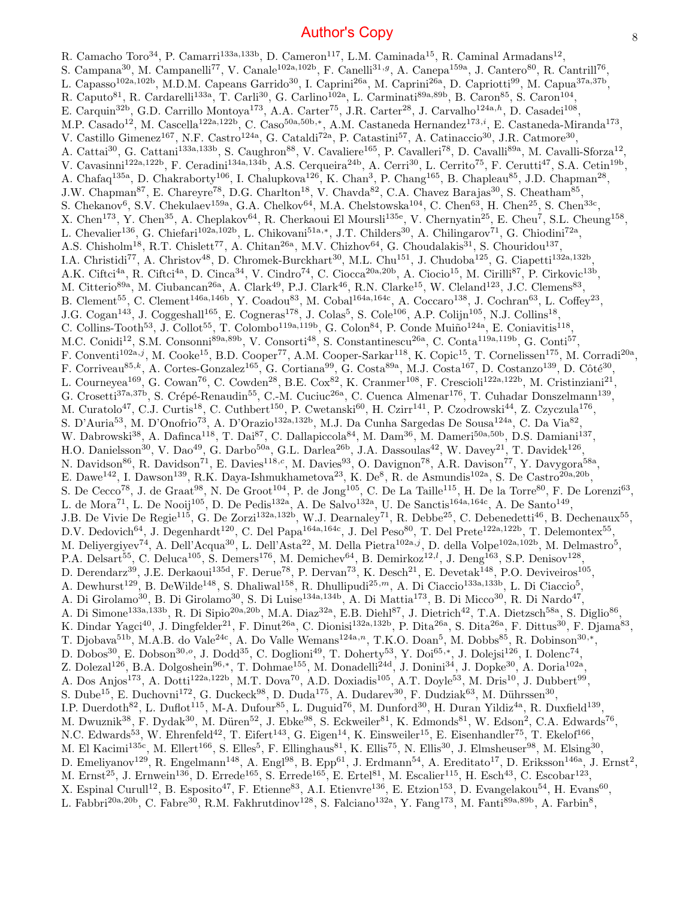R. Camacho Toro[34], P. Camarri[133a,133b], D. Cameron[117], L.M. Caminada[15], R. Caminal Armadans[12], S. Campana[30], M. Campanelli[77], V. Canale[102a,102b], F. Canelli[31,g], A. Canepa[159a], J. Cantero[80], R. Cantrill[76], L. Capasso[102a,102b], M.D.M. Capeans Garrido[30], I. Caprini[26a], M. Caprini[26a], D. Capriotti[99], M. Capua[37a,37b], R. Caputo[81], R. Cardarelli[133a], T. Carli[30], G. Carlino[102a], L. Carminati[89a,89b], B. Caron[85], S. Caron[104], E. Carquin[32b], G.D. Carrillo Montoya[173], A.A. Carter[75], J.R. Carter[28], J. Carvalho[124a,h], D. Casadei[108], M.P. Casado[12], M. Cascella[122a,122b], C. Caso[50a,50b,*], A.M. Castaneda Hernandez[173,i], E. Castaneda-Miranda[173], V. Castillo Gimenez[167], N.F. Castro[124a], G. Cataldi[72a], P. Catastini[57], A. Catinaccio[30], J.R. Catmore[30], A. Cattai[30], G. Cattani[133a,133b], S. Caughron[88], V. Cavaliere[165], P. Cavalleri[78], D. Cavalli[89a], M. Cavalli-Sforza[12], V. Cavasinni[122a,122b], F. Ceradini[134a,134b], A.S. Cerqueira[24b], A. Cerri[30], L. Cerrito[75], F. Cerutti[47], S.A. Cetin[19b], A. Chafaq[135a], D. Chakraborty[106], I. Chalupkova[126], K. Chan[3], P. Chang[165], B. Chapleau[85], J.D. Chapman[28], J.W. Chapman[87], E. Chareyre[78], D.G. Charlton[18], V. Chavda[82], C.A. Chavez Barajas[30], S. Cheatham[85], S. Chekanov[6], S.V. Chekulaev[159a], G.A. Chelkov[64], M.A. Chelstowska[104], C. Chen[63], H. Chen[25], S. Chen[33c], X. Chen[173], Y. Chen[35], A. Cheplakov[64], R. Cherkaoui El Moursli[135e], V. Chernyatin[25], E. Cheu[7], S.L. Cheung[158], L. Chevalier[136], G. Chiefari[102a,102b], L. Chikovani[51a,*], J.T. Childers[30], A. Chilingarov[71], G. Chiodini[72a], A.S. Chisholm[18], R.T. Chislett[77], A. Chitan[26a], M.V. Chizhov[64], G. Choudalakis[31], S. Chouridou[137], I.A. Christidi[77], A. Christov[48], D. Chromek-Burckhart[30], M.L. Chu[151], J. Chudoba[125], G. Ciapetti[132a,132b], A.K. Ciftci[4a], R. Ciftci[4a], D. Cinca[34], V. Cindro[74], C. Ciocca[20a,20b], A. Ciocio[15], M. Cirilli[87], P. Cirkovic[13b], M. Citterio[89a], M. Ciubancan[26a], A. Clark[49], P.J. Clark[46], R.N. Clarke[15], W. Cleland[123], J.C. Clemens[83], B. Clement[55], C. Clement[146a,146b], Y. Coadou[83], M. Cobal[164a,164c], A. Coccaro[138], J. Cochran[63], L. Coffey[23], J.G. Cogan[143], J. Coggeshall[165], E. Cogneras[178], J. Colas[5], S. Cole[106], A.P. Colijn[105], N.J. Collins[18], C. Collins-Tooth[53], J. Collot[55], T. Colombo[119a,119b], G. Colon[84], P. Conde Muiño[124a], E. Coniavitis[118], M.C. Conidi[12], S.M. Consonni[89a,89b], V. Consorti[48], S. Constantinescu[26a], C. Conta[119a,119b], G. Conti[57], F. Conventi[102a,j], M. Cooke[15], B.D. Cooper[77], A.M. Cooper-Sarkar[118], K. Copic[15], T. Cornelissen[175], M. Corradi[20a], F. Corriveau[85,k], A. Cortes-Gonzalez[165], G. Cortiana[99], G. Costa[89a], M.J. Costa[167], D. Costanzo[139], D. Côté[30], L. Courneyea[169], G. Cowan[76], C. Cowden[28], B.E. Cox[82], K. Cranmer[108], F. Crescioli[122a,122b], M. Cristinziani[21], G. Crosetti[37a,37b], S. Crépé-Renaudin[55], C.-M. Cuciuc[26a], C. Cuenca Almenar[176], T. Cuhadar Donszelmann[139], M. Curatolo[47], C.J. Curtis[18], C. Cuthbert[150], P. Cwetanski[60], H. Czirr[141], P. Czodrowski[44], Z. Czyczula[176], S. D'Auria[53], M. D'Onofrio[73], A. D'Orazio[132a,132b], M.J. Da Cunha Sargedas De Sousa[124a], C. Da Via[82], W. Dabrowski[38], A. Dafinca[118], T. Dai[87], C. Dallapiccola[84], M. Dam[36], M. Dameri[50a,50b], D.S. Damiani[137], H.O. Danielsson[30], V. Dao[49], G. Darbo[50a], G.L. Darlea[26b], J.A. Dassoulas[42], W. Davey[21], T. Davidek[126], N. Davidson[86], R. Davidson[71], E. Davies[118,c], M. Davies[93], O. Davignon[78], A.R. Davison[77], Y. Davygora[58a], E. Dawe[142], I. Dawson[139], R.K. Daya-Ishmukhametova[23], K. De[8], R. de Asmundis[102a], S. De Castro[20a,20b], S. De Cecco[78], J. de Graat[98], N. De Groot[104], P. de Jong[105], C. De La Taille[115], H. De la Torre[80], F. De Lorenzi[63], L. de Mora[71], L. De Nooij[105], D. De Pedis[132a], A. De Salvo[132a], U. De Sanctis[164a,164c], A. De Santo[149], J.B. De Vivie De Regie[115], G. De Zorzi[132a,132b], W.J. Dearnaley[71], R. Debbe[25], C. Debenedetti[46], B. Dechenaux[55], D.V. Dedovich[64], J. Degenhardt[120], C. Del Papa[164a,164c], J. Del Peso[80], T. Del Prete[122a,122b], T. Delemontex[55], M. Deliyergiyev[74], A. Dell'Acqua[30], L. Dell'Asta[22], M. Della Pietra[102a,j], D. della Volpe[102a,102b], M. Delmastro[5], P.A. Delsart[55], C. Deluca[105], S. Demers[176], M. Demichev[64], B. Demirkoz[12,l], J. Deng[163], S.P. Denisov[128], D. Derendarz[39], J.E. Derkaoui[135d], F. Derue[78], P. Dervan[73], K. Desch[21], E. Devetak[148], P.O. Deviveiros[105], A. Dewhurst[129], B. DeWilde[148], S. Dhaliwal[158], R. Dhullipudi[25,m], A. Di Ciaccio[133a,133b], L. Di Ciaccio[5], A. Di Girolamo[30], B. Di Girolamo[30], S. Di Luise[134a,134b], A. Di Mattia[173], B. Di Micco[30], R. Di Nardo[47], A. Di Simone[133a,133b], R. Di Sipio[20a,20b], M.A. Diaz[32a], E.B. Diehl[87], J. Dietrich[42], T.A. Dietzsch[58a], S. Diglio[86], K. Dindar Yagci[40], J. Dingfelder[21], F. Dinut[26a], C. Dionisi[132a,132b], P. Dita[26a], S. Dita[26a], F. Dittus[30], F. Djama[83], T. Djobava[51b], M.A.B. do Vale[24c], A. Do Valle Wemans[124a,n], T.K.O. Doan[5], M. Dobbs[85], R. Dobinson[30,*], D. Dobos[30], E. Dobson[30,o], J. Dodd[35], C. Doglioni[49], T. Doherty[53], Y. Doi[65,*], J. Dolejsi[126], I. Dolenc[74], Z. Dolezal[126], B.A. Dolgoshein[96,*], T. Dohmae[155], M. Donadelli[24d], J. Donini[34], J. Dopke[30], A. Doria[102a], A. Dos Anjos[173], A. Dotti[122a,122b], M.T. Dova[70], A.D. Doxiadis[105], A.T. Doyle[53], M. Dris[10], J. Dubbert[99], S. Dube[15], E. Duchovni[172], G. Duckeck[98], D. Duda[175], A. Dudarev[30], F. Dudziak[63], M. Dührssen[30], I.P. Duerdoth[82], L. Duflot[115], M-A. Dufour[85], L. Duguid[76], M. Dunford[30], H. Duran Yildiz[4a], R. Duxfield[139], M. Dwuznik[38], F. Dydak[30], M. Düren[52], J. Ebke[98], S. Eckweiler[81], K. Edmonds[81], W. Edson[2], C.A. Edwards[76], N.C. Edwards[53], W. Ehrenfeld[42], T. Eifert[143], G. Eigen[14], K. Einsweiler[15], E. Eisenhandler[75], T. Ekelof[166], M. El Kacimi[135c], M. Ellert[166], S. Elles[5], F. Ellinghaus[81], K. Ellis[75], N. Ellis[30], J. Elmsheuser[98], M. Elsing[30], D. Emeliyanov[129], R. Engelmann[148], A. Engl[98], B. Epp[61], J. Erdmann[54], A. Ereditato[17], D. Eriksson[146a], J. Ernst[2], M. Ernst[25], J. Ernwein[136], D. Errede[165], S. Errede[165], E. Ertel[81], M. Escalier[115], H. Esch[43], C. Escobar[123], X. Espinal Curull[12], B. Esposito[47], F. Etienne[83], A.I. Etienvre[136], E. Etzion[153], D. Evangelakou[54], H. Evans[60], L. Fabbri[20a,20b], C. Fabre[30], R.M. Fakhrutdinov[128], S. Falciano[132a], Y. Fang[173], M. Fanti[89a,89b], A. Farbin[8],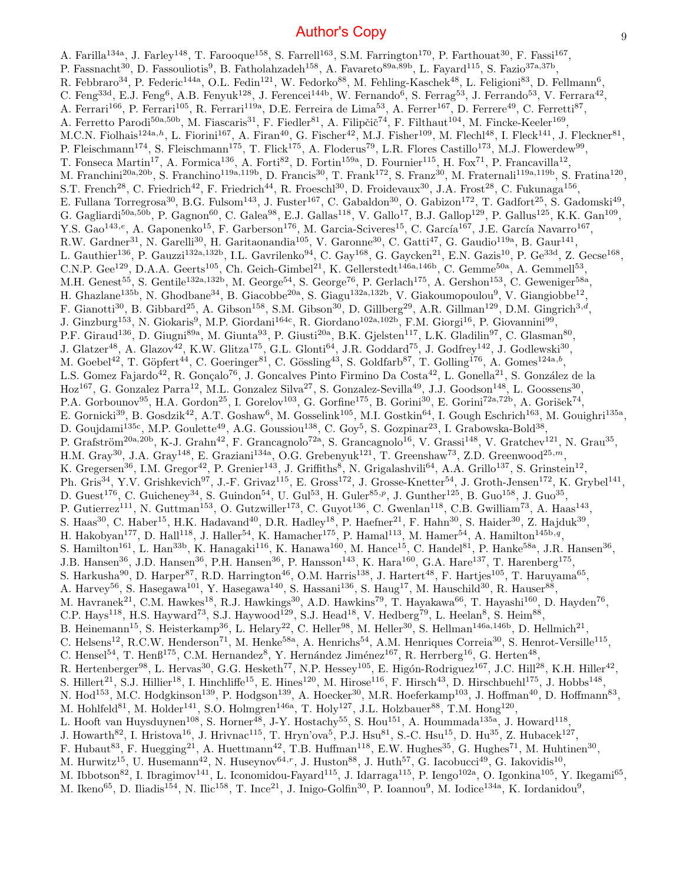A. Farilla[134a], J. Farley[148], T. Farooque[158], S. Farrell[163], S.M. Farrington[170], P. Farthouat[30], F. Fassi[167], P. Fassnacht[30], D. Fassouliotis[9], B. Fatholahzadeh[158], A. Favareto[89a,89b], L. Fayard[115], S. Fazio[37a,37b], R. Febbraro[34], P. Federic[144a], O.L. Fedin[121], W. Fedorko[88], M. Fehling-Kaschek[48], L. Feligioni[83], D. Fellmann[6], C. Feng[33d], E.J. Feng[6], A.B. Fenyuk[128], J. Ferencei[144b], W. Fernando[6], S. Ferrag[53], J. Ferrando[53], V. Ferrara[42], A. Ferrari[166], P. Ferrari[105], R. Ferrari[119a], D.E. Ferreira de Lima[53], A. Ferrer[167], D. Ferrere[49], C. Ferretti[87], A. Ferretto Parodi[50a,50b], M. Fiascaris[31], F. Fiedler[81], A. Filipčič[74], F. Filthaut[104], M. Fincke-Keeler[169], M.C.N. Fiolhais[124a,h], L. Fiorini[167], A. Firan[40], G. Fischer[42], M.J. Fisher[109], M. Flechl[48], I. Fleck[141], J. Fleckner[81], P. Fleischmann[174], S. Fleischmann[175], T. Flick[175], A. Floderus[79], L.R. Flores Castillo[173], M.J. Flowerdew[99], T. Fonseca Martin[17], A. Formica[136], A. Forti[82], D. Fortin[159a], D. Fournier[115], H. Fox[71], P. Francavilla[12], M. Franchini[20a,20b], S. Franchino[119a,119b], D. Francis[30], T. Frank[172], S. Franz[30], M. Fraternali[119a,119b], S. Fratina[120], S.T. French[28], C. Friedrich[42], F. Friedrich[44], R. Froeschl[30], D. Froidevaux[30], J.A. Frost[28], C. Fukunaga[156], E. Fullana Torregrosa[30], B.G. Fulsom[143], J. Fuster[167], C. Gabaldon[30], O. Gabizon[172], T. Gadfort[25], S. Gadomski[49], G. Gagliardi[50a,50b], P. Gagnon[60], C. Galea[98], E.J. Gallas[118], V. Gallo[17], B.J. Gallop[129], P. Gallus[125], K.K. Gan[109], Y.S. Gao[143,e], A. Gaponenko[15], F. Garberson[176], M. Garcia-Sciveres[15], C. García[167], J.E. García Navarro[167], R.W. Gardner[31], N. Garelli[30], H. Garitaonandia[105], V. Garonne[30], C. Gatti[47], G. Gaudio[119a], B. Gaur[141], L. Gauthier[136], P. Gauzzi[132a,132b], I.L. Gavrilenko[94], C. Gay[168], G. Gaycken[21], E.N. Gazis[10], P. Ge[33d], Z. Gecse[168], C.N.P. Gee[129], D.A.A. Geerts[105], Ch. Geich-Gimbel[21], K. Gellerstedt[146a,146b], C. Gemme[50a], A. Gemmell[53], M.H. Genest[55], S. Gentile[132a,132b], M. George[54], S. George[76], P. Gerlach[175], A. Gershon[153], C. Geweniger[58a], H. Ghazlane[135b], N. Ghodbane[34], B. Giacobbe[20a], S. Giagu[132a,132b], V. Giakoumopoulou[9], V. Giangiobbe[12], F. Gianotti[30], B. Gibbard[25], A. Gibson[158], S.M. Gibson[30], D. Gillberg[29], A.R. Gillman[129], D.M. Gingrich[3,d], J. Ginzburg[153], N. Giokaris[9], M.P. Giordani[164c], R. Giordano[102a,102b], F.M. Giorgi[16], P. Giovannini[99], P.F. Giraud[136], D. Giugni[89a], M. Giunta[93], P. Giusti[20a], B.K. Gjelsten[117], L.K. Gladilin[97], C. Glasman[80], J. Glatzer[48], A. Glazov[42], K.W. Glitza[175], G.L. Glonti[64], J.R. Goddard[75], J. Godfrey[142], J. Godlewski[30], M. Goebel[42], T. Göpfert[44], C. Goeringer[81], C. Gössling[43], S. Goldfarb[87], T. Golling[176], A. Gomes[124a,b], L.S. Gomez Fajardo[42], R. Gonçalo[76], J. Goncalves Pinto Firmino Da Costa[42], L. Gonella[21], S. González de la Hoz[167], G. Gonzalez Parra[12], M.L. Gonzalez Silva[27], S. Gonzalez-Sevilla[49], J.J. Goodson[148], L. Goossens[30], P.A. Gorbounov[95], H.A. Gordon[25], I. Gorelov[103], G. Gorfine[175], B. Gorini[30], E. Gorini[72a,72b], A. Gorišek[74], E. Gornicki[39], B. Gosdzik[42], A.T. Goshaw[6], M. Gosselink[105], M.I. Gostkin[64], I. Gough Eschrich[163], M. Gouighri[135a], D. Goujdami[135c], M.P. Goulette[49], A.G. Goussiou[138], C. Goy[5], S. Gozpinar[23], I. Grabowska-Bold[38], P. Grafström[20a,20b], K-J. Grahn[42], F. Grancagnolo[72a], S. Grancagnolo[16], V. Grassi[148], V. Gratchev[121], N. Grau[35], H.M. Gray[30], J.A. Gray[148], E. Graziani[134a], O.G. Grebenyuk[121], T. Greenshaw[73], Z.D. Greenwood[25,m], K. Gregersen[36], I.M. Gregor[42], P. Grenier[143], J. Griffiths[8], N. Grigalashvili[64], A.A. Grillo[137], S. Grinstein[12], Ph. Gris[34], Y.V. Grishkevich[97], J.-F. Grivaz[115], E. Gross[172], J. Grosse-Knetter[54], J. Groth-Jensen[172], K. Grybel[141], D. Guest[176], C. Guicheney[34], S. Guindon[54], U. Gul[53], H. Guler[85,p], J. Gunther[125], B. Guo[158], J. Guo[35], P. Gutierrez[111], N. Guttman[153], O. Gutzwiller[173], C. Guyot[136], C. Gwenlan[118], C.B. Gwilliam[73], A. Haas[143], S. Haas[30], C. Haber[15], H.K. Hadavand[40], D.R. Hadley[18], P. Haefner[21], F. Hahn[30], S. Haider[30], Z. Hajduk[39], H. Hakobyan[177], D. Hall[118], J. Haller[54], K. Hamacher[175], P. Hamal[113], M. Hamer[54], A. Hamilton[145b,q], S. Hamilton[161], L. Han[33b], K. Hanagaki[116], K. Hanawa[160], M. Hance[15], C. Handel[81], P. Hanke[58a], J.R. Hansen[36], J.B. Hansen[36], J.D. Hansen[36], P.H. Hansen[36], P. Hansson[143], K. Hara[160], G.A. Hare[137], T. Harenberg[175], S. Harkusha[90], D. Harper[87], R.D. Harrington[46], O.M. Harris[138], J. Hartert[48], F. Hartjes[105], T. Haruyama[65], A. Harvey[56], S. Hasegawa[101], Y. Hasegawa[140], S. Hassani[136], S. Haug[17], M. Hauschild[30], R. Hauser[88], M. Havranek[21], C.M. Hawkes[18], R.J. Hawkings[30], A.D. Hawkins[79], T. Hayakawa[66], T. Hayashi[160], D. Hayden[76], C.P. Hays[118], H.S. Hayward[73], S.J. Haywood[129], S.J. Head[18], V. Hedberg[79], L. Heelan[8], S. Heim[88], B. Heinemann[15], S. Heisterkamp[36], L. Helary[22], C. Heller[98], M. Heller[30], S. Hellman[146a,146b], D. Hellmich[21], C. Helsens[12], R.C.W. Henderson[71], M. Henke[58a], A. Henrichs[54], A.M. Henriques Correia[30], S. Henrot-Versille[115], C. Hensel[54], T. Henß[175], C.M. Hernandez[8], Y. Hernández Jiménez[167], R. Herrberg[16], G. Herten[48], R. Hertenberger[98], L. Hervas[30], G.G. Hesketh[77], N.P. Hessey[105], E. Higón-Rodriguez[167], J.C. Hill[28], K.H. Hiller[42], S. Hillert[21], S.J. Hillier[18], I. Hinchliffe[15], E. Hines[120], M. Hirose[116], F. Hirsch[43], D. Hirschbuehl[175], J. Hobbs[148], N. Hod[153], M.C. Hodgkinson[139], P. Hodgson[139], A. Hoecker[30], M.R. Hoeferkamp[103], J. Hoffman[40], D. Hoffmann[83], M. Hohlfeld[81], M. Holder[141], S.O. Holmgren[146a], T. Holy[127], J.L. Holzbauer[88], T.M. Hong[120], L. Hooft van Huysduynen[108], S. Horner[48], J-Y. Hostachy[55], S. Hou[151], A. Hoummada[135a], J. Howard[118], J. Howarth[82], I. Hristova[16], J. Hrivnac[115], T. Hryn'ova[5], P.J. Hsu[81], S.-C. Hsu[15], D. Hu[35], Z. Hubacek[127], F. Hubaut[83], F. Huegging[21], A. Huettmann[42], T.B. Huffman[118], E.W. Hughes[35], G. Hughes[71], M. Huhtinen[30], M. Hurwitz[15], U. Husemann[42], N. Huseynov[64,r], J. Huston[88], J. Huth[57], G. Iacobucci[49], G. Iakovidis[10], M. Ibbotson[82], I. Ibragimov[141], L. Iconomidou-Fayard[115], J. Idarraga[115], P. Iengo[102a], O. Igonkina[105], Y. Ikegami[65], M. Ikeno[65], D. Iliadis[154], N. Ilic[158], T. Ince[21], J. Inigo-Golfin[30], P. Ioannou[9], M. Iodice[134a], K. Iordanidou[9],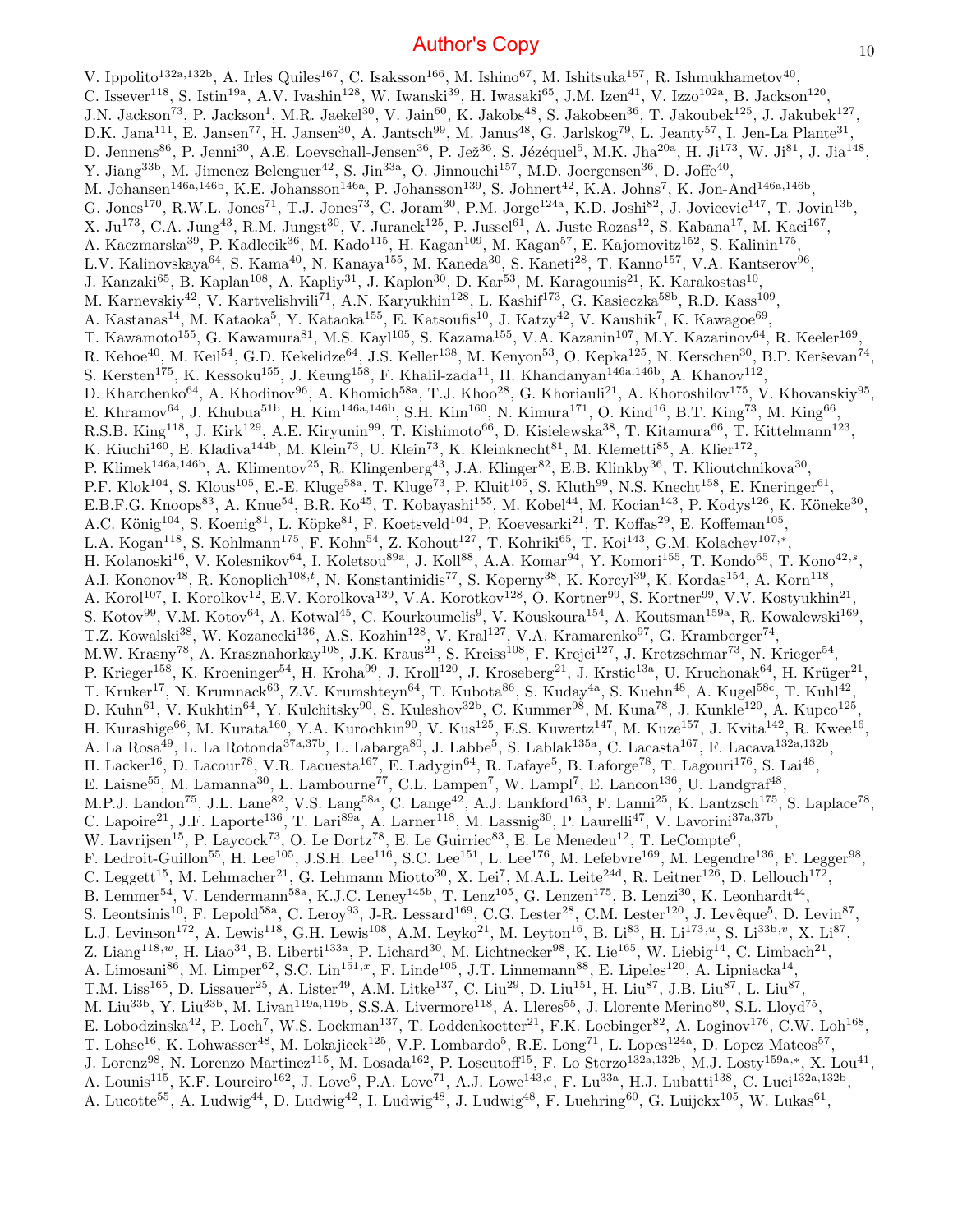V. Ippolito[132a,132b], A. Irles Quiles[167], C. Isaksson[166], M. Ishino[67], M. Ishitsuka[157], R. Ishmukhametov[40], C. Issever[118], S. Istin[19a], A.V. Ivashin[128], W. Iwanski[39], H. Iwasaki[65], J.M. Izen[41], V. Izzo[102a], B. Jackson[120], J.N. Jackson[73], P. Jackson[1], M.R. Jaekel[30], V. Jain[60], K. Jakobs[48], S. Jakobsen[36], T. Jakoubek[125], J. Jakubek[127], D.K. Jana[111], E. Jansen[77], H. Jansen[30], A. Jantsch[99], M. Janus[48], G. Jarlskog[79], L. Jeanty[57], I. Jen-La Plante[31], D. Jennens[86], P. Jenni[30], A.E. Loevschall-Jensen[36], P. Jež[36], S. Jézéquel[5], M.K. Jha[20a], H. Ji[173], W. Ji[81], J. Jia[148], Y. Jiang[33b], M. Jimenez Belenguer[42], S. Jin[33a], O. Jinnouchi[157], M.D. Joergensen[36], D. Joffe[40], M. Johansen[146a,146b], K.E. Johansson[146a], P. Johansson[139], S. Johnert[42], K.A. Johns[7], K. Jon-And[146a,146b], G. Jones[170], R.W.L. Jones[71], T.J. Jones[73], C. Joram[30], P.M. Jorge[124a], K.D. Joshi[82], J. Jovicevic[147], T. Jovin[13b], X. Ju[173], C.A. Jung[43], R.M. Jungst[30], V. Juranek[125], P. Jussel[61], A. Juste Rozas[12], S. Kabana[17], M. Kaci[167], A. Kaczmarska[39], P. Kadlecik[36], M. Kado[115], H. Kagan[109], M. Kagan[57], E. Kajomovitz[152], S. Kalinin[175], L.V. Kalinovskaya[64], S. Kama[40], N. Kanaya[155], M. Kaneda[30], S. Kaneti[28], T. Kanno[157], V.A. Kantserov[96], J. Kanzaki[65], B. Kaplan[108], A. Kapliy[31], J. Kaplon[30], D. Kar[53], M. Karagounis[21], K. Karakostas[10], M. Karnevskiy[42], V. Kartvelishvili[71], A.N. Karyukhin[128], L. Kashif[173], G. Kasieczka[58b], R.D. Kass[109], A. Kastanas[14], M. Kataoka[5], Y. Kataoka[155], E. Katsoufis[10], J. Katzy[42], V. Kaushik[7], K. Kawagoe[69], T. Kawamoto[155], G. Kawamura[81], M.S. Kayl[105], S. Kazama[155], V.A. Kazanin[107], M.Y. Kazarinov[64], R. Keeler[169], R. Kehoe[40], M. Keil[54], G.D. Kekelidze[64], J.S. Keller[138], M. Kenyon[53], O. Kepka[125], N. Kerschen[30], B.P. Kerševan[74], S. Kersten[175], K. Kessoku[155], J. Keung[158], F. Khalil-zada[11], H. Khandanyan[146a,146b], A. Khanov[112], D. Kharchenko[64], A. Khodinov[96], A. Khomich[58a], T.J. Khoo[28], G. Khoriauli[21], A. Khoroshilov[175], V. Khovanskiy[95], E. Khramov[64], J. Khubua[51b], H. Kim[146a,146b], S.H. Kim[160], N. Kimura[171], O. Kind[16], B.T. King[73], M. King[66], R.S.B. King[118], J. Kirk[129], A.E. Kiryunin[99], T. Kishimoto[66], D. Kisielewska[38], T. Kitamura[66], T. Kittelmann[123], K. Kiuchi[160], E. Kladiva[144b], M. Klein[73], U. Klein[73], K. Kleinknecht[81], M. Klemetti[85], A. Klier[172], P. Klimek[146a,146b], A. Klimentov[25], R. Klingenberg[43], J.A. Klinger[82], E.B. Klinkby[36], T. Klioutchnikova[30], P.F. Klok[104], S. Klous[105], E.-E. Kluge[58a], T. Kluge[73], P. Kluit[105], S. Kluth[99], N.S. Knecht[158], E. Kneringer[61], E.B.F.G. Knoops[83], A. Knue[54], B.R. Ko[45], T. Kobayashi[155], M. Kobel[44], M. Kocian[143], P. Kodys[126], K. Köneke[30], A.C. König[104], S. Koenig[81], L. Köpke[81], F. Koetsveld[104], P. Koevesarki[21], T. Koffas[29], E. Koffeman[105], L.A. Kogan[118], S. Kohlmann[175], F. Kohn[54], Z. Kohout[127], T. Kohriki[65], T. Koi[143], G.M. Kolachev[107,*], H. Kolanoski[16], V. Kolesnikov[64], I. Koletsou[89a], J. Koll[88], A.A. Komar[94], Y. Komori[155], T. Kondo[65], T. Kono[42,s], A.I. Kononov[48], R. Konoplich[108,t], N. Konstantinidis[77], S. Koperny[38], K. Korcyl[39], K. Kordas[154], A. Korn[118], A. Korol[107], I. Korolkov[12], E.V. Korolkova[139], V.A. Korotkov[128], O. Kortner[99], S. Kortner[99], V.V. Kostyukhin[21], S. Kotov[99], V.M. Kotov[64], A. Kotwal[45], C. Kourkoumelis[9], V. Kouskoura[154], A. Koutsman[159a], R. Kowalewski[169], T.Z. Kowalski[38], W. Kozanecki[136], A.S. Kozhin[128], V. Kral[127], V.A. Kramarenko[97], G. Kramberger[74], M.W. Krasny[78], A. Krasznahorkay[108], J.K. Kraus[21], S. Kreiss[108], F. Krejci[127], J. Kretzschmar[73], N. Krieger[54], P. Krieger[158], K. Kroeninger[54], H. Kroha[99], J. Kroll[120], J. Kroseberg[21], J. Krstic[13a], U. Kruchonak[64], H. Krüger[21], T. Kruker[17], N. Krumnack[63], Z.V. Krumshteyn[64], T. Kubota[86], S. Kuday[4a], S. Kuehn[48], A. Kugel[58c], T. Kuhl[42], D. Kuhn[61], V. Kukhtin[64], Y. Kulchitsky[90], S. Kuleshov[32b], C. Kummer[98], M. Kuna[78], J. Kunkle[120], A. Kupco[125], H. Kurashige[66], M. Kurata[160], Y.A. Kurochkin[90], V. Kus[125], E.S. Kuwertz[147], M. Kuze[157], J. Kvita[142], R. Kwee[16], A. La Rosa[49], L. La Rotonda[37a,37b], L. Labarga[80], J. Labbe[5], S. Lablak[135a], C. Lacasta[167], F. Lacava[132a,132b], H. Lacker[16], D. Lacour[78], V.R. Lacuesta[167], E. Ladygin[64], R. Lafaye[5], B. Laforge[78], T. Lagouri[176], S. Lai[48], E. Laisne[55], M. Lamanna[30], L. Lambourne[77], C.L. Lampen[7], W. Lampl[7], E. Lancon[136], U. Landgraf[48], M.P.J. Landon[75], J.L. Lane[82], V.S. Lang[58a], C. Lange[42], A.J. Lankford[163], F. Lanni[25], K. Lantzsch[175], S. Laplace[78], C. Lapoire[21], J.F. Laporte[136], T. Lari[89a], A. Larner[118], M. Lassnig[30], P. Laurelli[47], V. Lavorini[37a,37b], W. Lavrijsen[15], P. Laycock[73], O. Le Dortz[78], E. Le Guirriec[83], E. Le Menedeu[12], T. LeCompte[6], F. Ledroit-Guillon[55], H. Lee[105], J.S.H. Lee[116], S.C. Lee[151], L. Lee[176], M. Lefebvre[169], M. Legendre[136], F. Legger[98], C. Leggett[15], M. Lehmacher[21], G. Lehmann Miotto[30], X. Lei[7], M.A.L. Leite[24d], R. Leitner[126], D. Lellouch[172], B. Lemmer[54], V. Lendermann[58a], K.J.C. Leney[145b], T. Lenz[105], G. Lenzen[175], B. Lenzi[30], K. Leonhardt[44], S. Leontsinis[10], F. Lepold[58a], C. Leroy[93], J-R. Lessard[169], C.G. Lester[28], C.M. Lester[120], J. Levêque[5], D. Levin[87], L.J. Levinson[172], A. Lewis[118], G.H. Lewis[108], A.M. Leyko[21], M. Leyton[16], B. Li[83], H. Li[173,u], S. Li[33b,v], X. Li[87], Z. Liang[118,w], H. Liao[34], B. Liberti[133a], P. Lichard[30], M. Lichtnecker[98], K. Lie[165], W. Liebig[14], C. Limbach[21], A. Limosani[86], M. Limper[62], S.C. Lin[151,x], F. Linde[105], J.T. Linnemann[88], E. Lipeles[120], A. Lipniacka[14], T.M. Liss[165], D. Lissauer[25], A. Lister[49], A.M. Litke[137], C. Liu[29], D. Liu[151], H. Liu[87], J.B. Liu[87], L. Liu[87], M. Liu[33b], Y. Liu[33b], M. Livan[119a,119b], S.S.A. Livermore[118], A. Lleres[55], J. Llorente Merino[80], S.L. Lloyd[75], E. Lobodzinska[42], P. Loch[7], W.S. Lockman[137], T. Loddenkoetter[21], F.K. Loebinger[82], A. Loginov[176], C.W. Loh[168], T. Lohse[16], K. Lohwasser[48], M. Lokajicek[125], V.P. Lombardo[5], R.E. Long[71], L. Lopes[124a], D. Lopez Mateos[57], J. Lorenz[98], N. Lorenzo Martinez[115], M. Losada[162], P. Loscutoff[15], F. Lo Sterzo[132a,132b], M.J. Losty[159a,*], X. Lou[41], A. Lounis[115], K.F. Loureiro[162], J. Love[6], P.A. Love[71], A.J. Lowe[143,e], F. Lu[33a], H.J. Lubatti[138], C. Luci[132a,132b], A. Lucotte[55], A. Ludwig[44], D. Ludwig[42], I. Ludwig[48], J. Ludwig[48], F. Luehring[60], G. Luijckx[105], W. Lukas[61],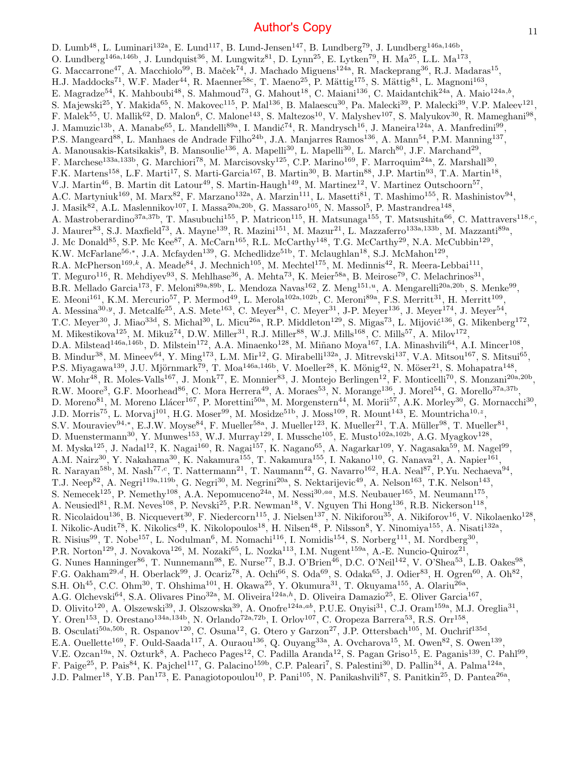D. Lumb[48], L. Luminari[132a], E. Lund[117], B. Lund-Jensen[147], B. Lundberg[79], J. Lundberg[146a,146b], O. Lundberg[146a,146b], J. Lundquist[36], M. Lungwitz[81], D. Lynn[25], E. Lytken[79], H. Ma[25], L.L. Ma[173], G. Maccarrone[47], A. Macchiolo[99], B. Maček[74], J. Machado Miguens[124a], R. Mackeprang[36], R.J. Madaras[15], H.J. Maddocks[71], W.F. Mader[44], R. Maenner[58c], T. Maeno[25], P. Mättig[175], S. Mättig[81], L. Magnoni[163], E. Magradze[54], K. Mahboubi[48], S. Mahmoud[73], G. Mahout[18], C. Maiani[136], C. Maidantchik[24a], A. Maio[124a,b], S. Majewski[25], Y. Makida[65], N. Makovec[115], P. Mal[136], B. Malaescu[30], Pa. Malecki[39], P. Malecki[39], V.P. Maleev[121], F. Malek[55], U. Mallik[62], D. Malon[6], C. Malone[143], S. Maltezos[10], V. Malyshev[107], S. Malyukov[30], R. Mameghani[98], J. Mamuzic[13b], A. Manabe[65], L. Mandelli[89a], I. Mandić[74], R. Mandrysch[16], J. Maneira[124a], A. Manfredini[99], P.S. Mangeard[88], L. Manhaes de Andrade Filho[24b], J.A. Manjarres Ramos[136], A. Mann[54], P.M. Manning[137], A. Manousakis-Katsikakis[9], B. Mansoulie[136], A. Mapelli[30], L. Mapelli[30], L. March[80], J.F. Marchand[29], F. Marchese[133a,133b], G. Marchiori[78], M. Marcisovsky[125], C.P. Marino[169], F. Marroquim[24a], Z. Marshall[30], F.K. Martens[158], L.F. Marti[17], S. Marti-Garcia[167], B. Martin[30], B. Martin[88], J.P. Martin[93], T.A. Martin[18], V.J. Martin[46], B. Martin dit Latour[49], S. Martin-Haugh[149], M. Martinez[12], V. Martinez Outschoorn[57], A.C. Martyniuk[169], M. Marx[82], F. Marzano[132a], A. Marzin[111], L. Masetti[81], T. Mashimo[155], R. Mashinistov[94], J. Masik[82], A.L. Maslennikov[107], I. Massa[20a,20b], G. Massaro[105], N. Massol[5], P. Mastrandrea[148], A. Mastroberardino[37a,37b], T. Masubuchi[155], P. Matricon[115], H. Matsunaga[155], T. Matsushita[66], C. Mattravers[118,c], J. Maurer[83], S.J. Maxfield[73], A. Mayne[139], R. Mazini[151], M. Mazur[21], L. Mazzaferro[133a,133b], M. Mazzanti[89a], J. Mc Donald[85], S.P. Mc Kee[87], A. McCarn[165], R.L. McCarthy[148], T.G. McCarthy[29], N.A. McCubbin[129], K.W. McFarlane[56,*], J.A. Mcfayden[139], G. Mchedlidze[51b], T. Mclaughlan[18], S.J. McMahon[129], R.A. McPherson[169,k], A. Meade[84], J. Mechnich[105], M. Mechtel[175], M. Medinnis[42], R. Meera-Lebbai[111], T. Meguro[116], R. Mehdiyev[93], S. Mehlhase[36], A. Mehta[73], K. Meier[58a], B. Meirose[79], C. Melachrinos[31], B.R. Mellado Garcia[173], F. Meloni[89a,89b], L. Mendoza Navas[162], Z. Meng[151,u], A. Mengarelli[20a,20b], S. Menke[99], E. Meoni[161], K.M. Mercurio[57], P. Mermod[49], L. Merola[102a,102b], C. Meroni[89a], F.S. Merritt[31], H. Merritt[109], A. Messina[30,y], J. Metcalfe[25], A.S. Mete[163], C. Meyer[81], C. Meyer[31], J-P. Meyer[136], J. Meyer[174], J. Meyer[54], T.C. Meyer[30], J. Miao[33d], S. Michal[30], L. Micu[26a], R.P. Middleton[129], S. Migas[73], L. Mijović[136], G. Mikenberg[172], M. Mikestikova[125], M. Mikuž[74], D.W. Miller[31], R.J. Miller[88], W.J. Mills[168], C. Mills[57], A. Milov[172], D.A. Milstead[146a,146b], D. Milstein[172], A.A. Minaenko[128], M. Miñano Moya[167], I.A. Minashvili[64], A.I. Mincer[108], B. Mindur[38], M. Mineev[64], Y. Ming[173], L.M. Mir[12], G. Mirabelli[132a], J. Mitrevski[137], V.A. Mitsou[167], S. Mitsui[65], P.S. Miyagawa[139], J.U. Mjörnmark[79], T. Moa[146a,146b], V. Moeller[28], K. Mönig[42], N. Möser[21], S. Mohapatra[148], W. Mohr[48], R. Moles-Valls[167], J. Monk[77], E. Monnier[83], J. Montejo Berlingen[12], F. Monticelli[70], S. Monzani[20a,20b], R.W. Moore[3], G.F. Moorhead[86], C. Mora Herrera[49], A. Moraes[53], N. Morange[136], J. Morel[54], G. Morello[37a,37b], D. Moreno[81], M. Moreno Llácer[167], P. Morettini[50a], M. Morgenstern[44], M. Morii[57], A.K. Morley[30], G. Mornacchi[30], J.D. Morris[75], L. Morvaj[101], H.G. Moser[99], M. Mosidze[51b], J. Moss[109], R. Mount[143], E. Mountricha[10,z], S.V. Mouraviev[94,*], E.J.W. Moyse[84], F. Mueller[58a], J. Mueller[123], K. Mueller[21], T.A. Müller[98], T. Mueller[81], D. Muenstermann[30], Y. Munwes[153], W.J. Murray[129], I. Mussche[105], E. Musto[102a,102b], A.G. Myagkov[128], M. Myska[125], J. Nadal[12], K. Nagai[160], R. Nagai[157], K. Nagano[65], A. Nagarkar[109], Y. Nagasaka[59], M. Nagel[99], A.M. Nairz[30], Y. Nakahama[30], K. Nakamura[155], T. Nakamura[155], I. Nakano[110], G. Nanava[21], A. Napier[161], R. Narayan[58b], M. Nash[77,c], T. Nattermann[21], T. Naumann[42], G. Navarro[162], H.A. Neal[87], P.Yu. Nechaeva[94], T.J. Neep[82], A. Negri[119a,119b], G. Negri[30], M. Negrini[20a], S. Nektarijevic[49], A. Nelson[163], T.K. Nelson[143], S. Nemecek[125], P. Nemethy[108], A.A. Nepomuceno[24a], M. Nessi[30,aa], M.S. Neubauer[165], M. Neumann[175], A. Neusiedl[81], R.M. Neves[108], P. Nevski[25], P.R. Newman[18], V. Nguyen Thi Hong[136], R.B. Nickerson[118], R. Nicolaidou[136], B. Nicquevert[30], F. Niedercorn[115], J. Nielsen[137], N. Nikiforou[35], A. Nikiforov[16], V. Nikolaenko[128], I. Nikolic-Audit[78], K. Nikolics[49], K. Nikolopoulos[18], H. Nilsen[48], P. Nilsson[8], Y. Ninomiya[155], A. Nisati[132a], R. Nisius[99], T. Nobe[157], L. Nodulman[6], M. Nomachi[116], I. Nomidis[154], S. Norberg[111], M. Nordberg[30], P.R. Norton[129], J. Novakova[126], M. Nozaki[65], L. Nozka[113], I.M. Nugent[159a], A.-E. Nuncio-Quiroz[21], G. Nunes Hanninger[86], T. Nunnemann[98], E. Nurse[77], B.J. O'Brien[46], D.C. O'Neil[142], V. O'Shea[53], L.B. Oakes[98], F.G. Oakham[29,d], H. Oberlack[99], J. Ocariz[78], A. Ochi[66], S. Oda[69], S. Odaka[65], J. Odier[83], H. Ogren[60], A. Oh[82], S.H. Oh[45], C.C. Ohm[30], T. Ohshima[101], H. Okawa[25], Y. Okumura[31], T. Okuyama[155], A. Olariu[26a], A.G. Olchevski[64], S.A. Olivares Pino[32a], M. Oliveira[124a,h], D. Oliveira Damazio[25], E. Oliver Garcia[167], D. Olivito[120], A. Olszewski[39], J. Olszowska[39], A. Onofre[124a,ab], P.U.E. Onyisi[31], C.J. Oram[159a], M.J. Oreglia[31], Y. Oren[153], D. Orestano[134a,134b], N. Orlando[72a,72b], I. Orlov[107], C. Oropeza Barrera[53], R.S. Orr[158], B. Osculati[50a,50b], R. Ospanov[120], C. Osuna[12], G. Otero y Garzon[27], J.P. Ottersbach[105], M. Ouchrif[135d], E.A. Ouellette[169], F. Ould-Saada[117], A. Ouraou[136], Q. Ouyang[33a], A. Ovcharova[15], M. Owen[82], S. Owen[139], V.E. Ozcan[19a], N. Ozturk[8], A. Pacheco Pages[12], C. Padilla Aranda[12], S. Pagan Griso[15], E. Paganis[139], C. Pahl[99], F. Paige[25], P. Pais[84], K. Pajchel[117], G. Palacino[159b], C.P. Paleari[7], S. Palestini[30], D. Pallin[34], A. Palma[124a], J.D. Palmer[18], Y.B. Pan[173], E. Panagiotopoulou[10], P. Pani[105], N. Panikashvili[87], S. Panitkin[25], D. Pantea[26a],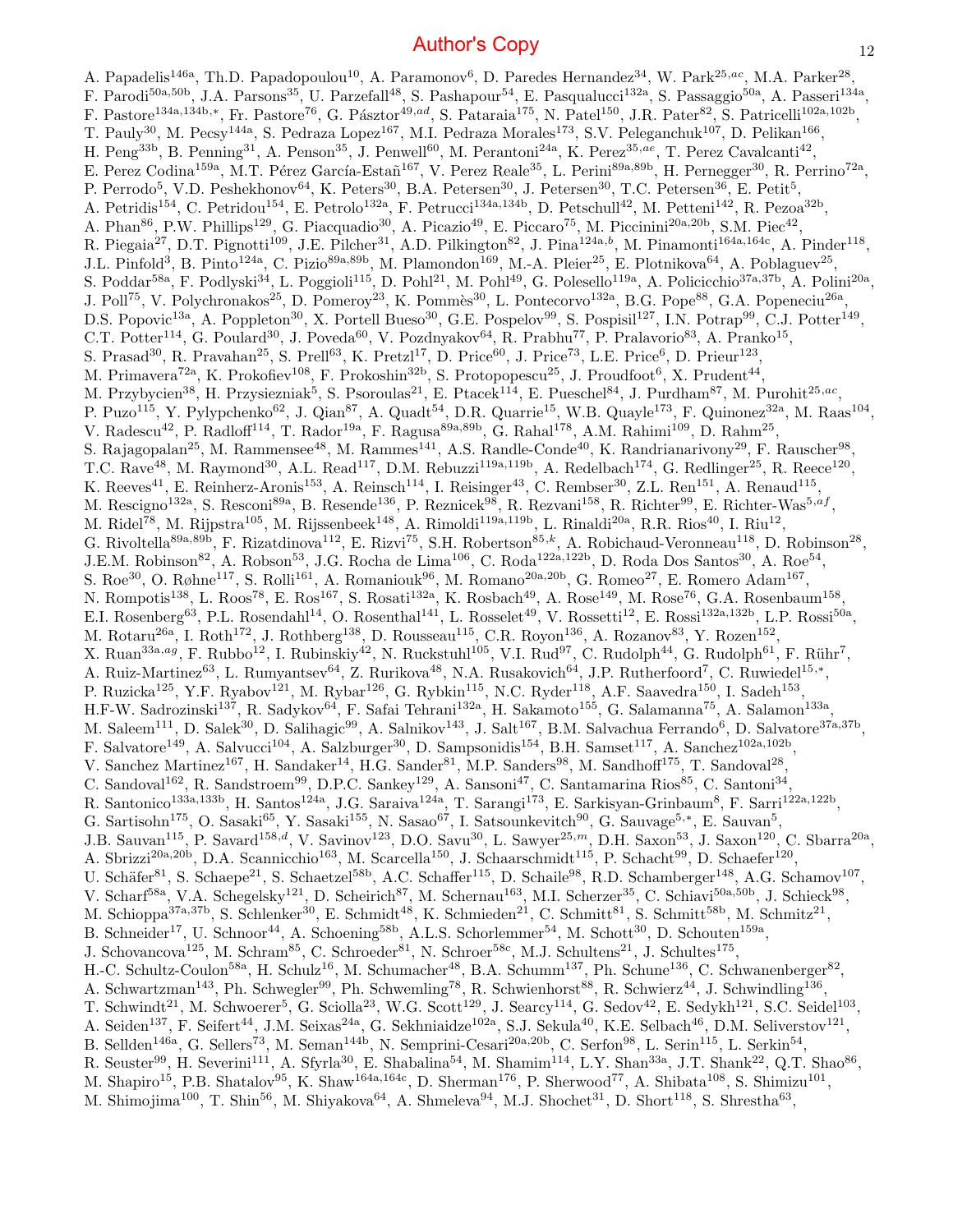A. Papadelis[146a], Th.D. Papadopoulou[10], A. Paramonov[6], D. Paredes Hernandez[34], W. Park[25,ac], M.A. Parker[28], F. Parodi[50a,50b], J.A. Parsons[35], U. Parzefall[48], S. Pashapour[54], E. Pasqualucci[132a], S. Passaggio[50a], A. Passeri[134a], F. Pastore[134a,134b,*], Fr. Pastore[76], G. Pásztor[49,ad], S. Pataraia[175], N. Patel[150], J.R. Pater[82], S. Patricelli[102a,102b], T. Pauly[30], M. Pecsy[144a], S. Pedraza Lopez[167], M.I. Pedraza Morales[173], S.V. Peleganchuk[107], D. Pelikan[166], H. Peng[33b], B. Penning[31], A. Penson[35], J. Penwell[60], M. Perantoni[24a], K. Perez[35,ae], T. Perez Cavalcanti[42], E. Perez Codina[159a], M.T. Pérez García-Estañ[167], V. Perez Reale[35], L. Perini[89a,89b], H. Pernegger[30], R. Perrino[72a], P. Perrodo[5], V.D. Peshekhonov[64], K. Peters[30], B.A. Petersen[30], J. Petersen[30], T.C. Petersen[36], E. Petit[5], A. Petridis[154], C. Petridou[154], E. Petrolo[132a], F. Petrucci[134a,134b], D. Petschull[42], M. Petteni[142], R. Pezoa[32b], A. Phan[86], P.W. Phillips[129], G. Piacquadio[30], A. Picazio[49], E. Piccaro[75], M. Piccinini[20a,20b], S.M. Piec[42], R. Piegaia[27], D.T. Pignotti[109], J.E. Pilcher[31], A.D. Pilkington[82], J. Pina[124a,b], M. Pinamonti[164a,164c], A. Pinder[118], J.L. Pinfold[3], B. Pinto[124a], C. Pizio[89a,89b], M. Plamondon[169], M.-A. Pleier[25], E. Plotnikova[64], A. Poblaguev[25], S. Poddar[58a], F. Podlyski[34], L. Poggioli[115], D. Pohl[21], M. Pohl[49], G. Polesello[119a], A. Policicchio[37a,37b], A. Polini[20a], J. Poll[75], V. Polychronakos[25], D. Pomeroy[23], K. Pommès[30], L. Pontecorvo[132a], B.G. Pope[88], G.A. Popeneciu[26a], D.S. Popovic[13a], A. Poppleton[30], X. Portell Bueso[30], G.E. Pospelov[99], S. Pospisil[127], I.N. Potrap[99], C.J. Potter[149], C.T. Potter[114], G. Poulard[30], J. Poveda[60], V. Pozdnyakov[64], R. Prabhu[77], P. Pralavorio[83], A. Pranko[15], S. Prasad[30], R. Pravahan[25], S. Prell[63], K. Pretzl[17], D. Price[60], J. Price[73], L.E. Price[6], D. Prieur[123], M. Primavera[72a], K. Prokofiev[108], F. Prokoshin[32b], S. Protopopescu[25], J. Proudfoot[6], X. Prudent[44], M. Przybycien[38], H. Przysiezniak[5], S. Psoroulas[21], E. Ptacek[114], E. Pueschel[84], J. Purdham[87], M. Purohit[25,ac], P. Puzo[115], Y. Pylypchenko[62], J. Qian[87], A. Quadt[54], D.R. Quarrie[15], W.B. Quayle[173], F. Quinonez[32a], M. Raas[104], V. Radescu[42], P. Radloff[114], T. Rador[19a], F. Ragusa[89a,89b], G. Rahal[178], A.M. Rahimi[109], D. Rahm[25], S. Rajagopalan[25], M. Rammensee[48], M. Rammes[141], A.S. Randle-Conde[40], K. Randrianarivony[29], F. Rauscher[98], T.C. Rave[48], M. Raymond[30], A.L. Read[117], D.M. Rebuzzi[119a,119b], A. Redelbach[174], G. Redlinger[25], R. Reece[120], K. Reeves[41], E. Reinherz-Aronis[153], A. Reinsch[114], I. Reisinger[43], C. Rembser[30], Z.L. Ren[151], A. Renaud[115], M. Rescigno[132a], S. Resconi[89a], B. Resende[136], P. Reznicek[98], R. Rezvani[158], R. Richter[99], E. Richter-Was[5,af], M. Ridel[78], M. Rijpstra[105], M. Rijssenbeek[148], A. Rimoldi[119a,119b], L. Rinaldi[20a], R.R. Rios[40], I. Riu[12], G. Rivoltella[89a,89b], F. Rizatdinova[112], E. Rizvi[75], S.H. Robertson[85,k], A. Robichaud-Veronneau[118], D. Robinson[28], J.E.M. Robinson[82], A. Robson[53], J.G. Rocha de Lima[106], C. Roda[122a,122b], D. Roda Dos Santos[30], A. Roe[54], S. Roe[30], O. Røhne[117], S. Rolli[161], A. Romaniouk[96], M. Romano[20a,20b], G. Romeo[27], E. Romero Adam[167], N. Rompotis[138], L. Roos[78], E. Ros[167], S. Rosati[132a], K. Rosbach[49], A. Rose[149], M. Rose[76], G.A. Rosenbaum[158], E.I. Rosenberg[63], P.L. Rosendahl[14], O. Rosenthal[141], L. Rosselet[49], V. Rossetti[12], E. Rossi[132a,132b], L.P. Rossi[50a], M. Rotaru[26a], I. Roth[172], J. Rothberg[138], D. Rousseau[115], C.R. Royon[136], A. Rozanov[83], Y. Rozen[152], X. Ruan[33a,ag], F. Rubbo[12], I. Rubinskiy[42], N. Ruckstuhl[105], V.I. Rud[97], C. Rudolph[44], G. Rudolph[61], F. Rühr[7], A. Ruiz-Martinez[63], L. Rumyantsev[64], Z. Rurikova[48], N.A. Rusakovich[64], J.P. Rutherfoord[7], C. Ruwiedel[15,*], P. Ruzicka[125], Y.F. Ryabov[121], M. Rybar[126], G. Rybkin[115], N.C. Ryder[118], A.F. Saavedra[150], I. Sadeh[153], H.F-W. Sadrozinski[137], R. Sadykov[64], F. Safai Tehrani[132a], H. Sakamoto[155], G. Salamanna[75], A. Salamon[133a], M. Saleem[111], D. Salek[30], D. Salihagic[99], A. Salnikov[143], J. Salt[167], B.M. Salvachua Ferrando[6], D. Salvatore[37a,37b], F. Salvatore[149], A. Salvucci[104], A. Salzburger[30], D. Sampsonidis[154], B.H. Samset[117], A. Sanchez[102a,102b], V. Sanchez Martinez[167], H. Sandaker[14], H.G. Sander[81], M.P. Sanders[98], M. Sandhoff[175], T. Sandoval[28], C. Sandoval[162], R. Sandstroem[99], D.P.C. Sankey[129], A. Sansoni[47], C. Santamarina Rios[85], C. Santoni[34], R. Santonico[133a,133b], H. Santos[124a], J.G. Saraiva[124a], T. Sarangi[173], E. Sarkisyan-Grinbaum[8], F. Sarri[122a,122b], G. Sartisohn[175], O. Sasaki[65], Y. Sasaki[155], N. Sasao[67], I. Satsounkevitch[90], G. Sauvage[5,*], E. Sauvan[5], J.B. Sauvan[115], P. Savard[158,d], V. Savinov[123], D.O. Savu[30], L. Sawyer[25,m], D.H. Saxon[53], J. Saxon[120], C. Sbarra[20a], A. Sbrizzi[20a,20b], D.A. Scannicchio[163], M. Scarcella[150], J. Schaarschmidt[115], P. Schacht[99], D. Schaefer[120], U. Schäfer[81], S. Schaepe[21], S. Schaetzel[58b], A.C. Schaffer[115], D. Schaile[98], R.D. Schamberger[148], A.G. Schamov[107], V. Scharf[58a], V.A. Schegelsky[121], D. Scheirich[87], M. Schernau[163], M.I. Scherzer[35], C. Schiavi[50a,50b], J. Schieck[98], M. Schioppa[37a,37b], S. Schlenker[30], E. Schmidt[48], K. Schmieden[21], C. Schmitt[81], S. Schmitt[58b], M. Schmitz[21], B. Schneider[17], U. Schnoor[44], A. Schoening[58b], A.L.S. Schorlemmer[54], M. Schott[30], D. Schouten[159a], J. Schovancova[125], M. Schram[85], C. Schroeder[81], N. Schroer[58c], M.J. Schultens[21], J. Schultes[175], H.-C. Schultz-Coulon[58a], H. Schulz[16], M. Schumacher[48], B.A. Schumm[137], Ph. Schune[136], C. Schwanenberger[82], A. Schwartzman[143], Ph. Schwegler[99], Ph. Schwemling[78], R. Schwienhorst[88], R. Schwierz[44], J. Schwindling[136], T. Schwindt[21], M. Schwoerer[5], G. Sciolla[23], W.G. Scott[129], J. Searcy[114], G. Sedov[42], E. Sedykh[121], S.C. Seidel[103], A. Seiden[137], F. Seifert[44], J.M. Seixas[24a], G. Sekhniaidze[102a], S.J. Sekula[40], K.E. Selbach[46], D.M. Seliverstov[121], B. Sellden[146a], G. Sellers[73], M. Seman[144b], N. Semprini-Cesari[20a,20b], C. Serfon[98], L. Serin[115], L. Serkin[54], R. Seuster[99], H. Severini[111], A. Sfyrla[30], E. Shabalina[54], M. Shamim[114], L.Y. Shan[33a], J.T. Shank[22], Q.T. Shao[86], M. Shapiro[15], P.B. Shatalov[95], K. Shaw[164a,164c], D. Sherman[176], P. Sherwood[77], A. Shibata[108], S. Shimizu[101], M. Shimojima[100], T. Shin[56], M. Shiyakova[64], A. Shmeleva[94], M.J. Shochet[31], D. Short[118], S. Shrestha[63],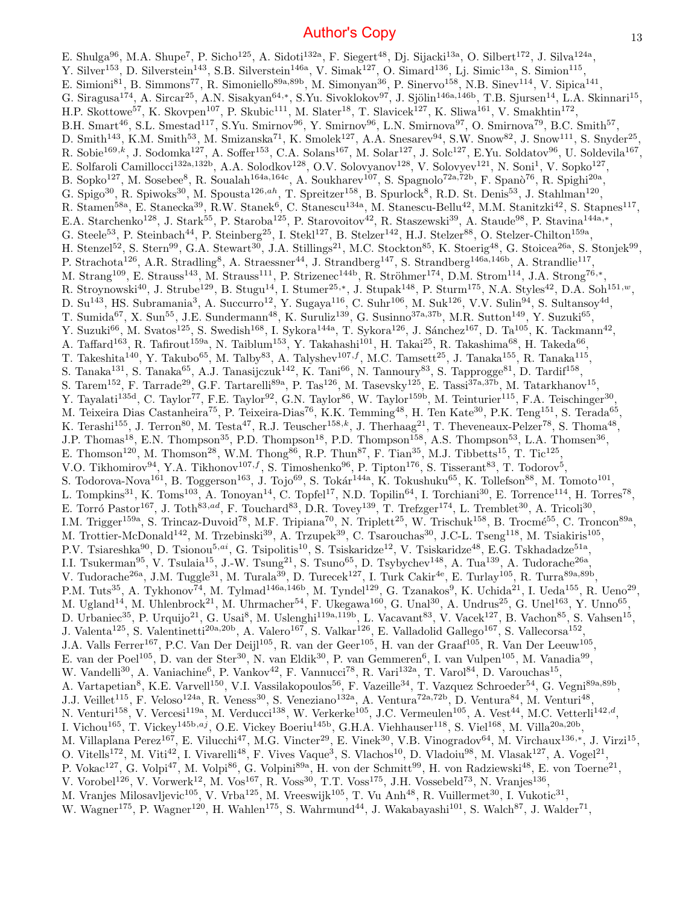E. Shulga[96], M.A. Shupe[7], P. Sicho[125], A. Sidoti[132a], F. Siegert[48], Dj. Sijacki[13a], O. Silbert[172], J. Silva[124a], Y. Silver[153], D. Silverstein[143], S.B. Silverstein[146a], V. Simak[127], O. Simard[136], Lj. Simic[13a], S. Simion[115], E. Simioni[81], B. Simmons[77], R. Simoniello[89a,89b], M. Simonyan[36], P. Sinervo[158], N.B. Sinev[114], V. Sipica[141], G. Siragusa[174], A. Sircar[25], A.N. Sisakyan[64,*], S.Yu. Sivoklokov[97], J. Sjölin[146a,146b], T.B. Sjursen[14], L.A. Skinnari[15], H.P. Skottowe[57], K. Skovpen[107], P. Skubic[111], M. Slater[18], T. Slavicek[127], K. Sliwa[161], V. Smakhtin[172], B.H. Smart[46], S.L. Smestad[117], S.Yu. Smirnov[96], Y. Smirnov[96], L.N. Smirnova[97], O. Smirnova[79], B.C. Smith[57], D. Smith[143], K.M. Smith[53], M. Smizanska[71], K. Smolek[127], A.A. Snesarev[94], S.W. Snow[82], J. Snow[111], S. Snyder[25], R. Sobie[169,k], J. Sodomka[127], A. Soffer[153], C.A. Solans[167], M. Solar[127], J. Solc[127], E.Yu. Soldatov[96], U. Soldevila[167], E. Solfaroli Camillocci[132a,132b], A.A. Solodkov[128], O.V. Solovyanov[128], V. Solovyev[121], N. Soni[1], V. Sopko[127], B. Sopko[127], M. Sosebee[8], R. Soualah[164a,164c], A. Soukharev[107], S. Spagnolo[72a,72b], F. Spanò[76], R. Spighi[20a], G. Spigo[30], R. Spiwoks[30], M. Spousta[126,ah], T. Spreitzer[158], B. Spurlock[8], R.D. St. Denis[53], J. Stahlman[120], R. Stamen[58a], E. Stanecka[39], R.W. Stanek[6], C. Stanescu[134a], M. Stanescu-Bellu[42], M.M. Stanitzki[42], S. Stapnes[117], E.A. Starchenko[128], J. Stark[55], P. Staroba[125], P. Starovoitov[42], R. Staszewski[39], A. Staude[98], P. Stavina[144a,*], G. Steele[53], P. Steinbach[44], P. Steinberg[25], I. Stekl[127], B. Stelzer[142], H.J. Stelzer[88], O. Stelzer-Chilton[159a], H. Stenzel[52], S. Stern[99], G.A. Stewart[30], J.A. Stillings[21], M.C. Stockton[85], K. Stoerig[48], G. Stoicea[26a], S. Stonjek[99], P. Strachota[126], A.R. Stradling[8], A. Straessner[44], J. Strandberg[147], S. Strandberg[146a,146b], A. Strandlie[117], M. Strang[109], E. Strauss[143], M. Strauss[111], P. Strizenec[144b], R. Ströhmer[174], D.M. Strom[114], J.A. Strong[76,*], R. Stroynowski[40], J. Strube[129], B. Stugu[14], I. Stumer[25,*], J. Stupak[148], P. Sturm[175], N.A. Styles[42], D.A. Soh[151,w], D. Su[143], HS. Subramania[3], A. Succurro[12], Y. Sugaya[116], C. Suhr[106], M. Suk[126], V.V. Sulin[94], S. Sultansoy[4d], T. Sumida[67], X. Sun[55], J.E. Sundermann[48], K. Suruliz[139], G. Susinno[37a,37b], M.R. Sutton[149], Y. Suzuki[65], Y. Suzuki[66], M. Svatos[125], S. Swedish[168], I. Sykora[144a], T. Sykora[126], J. Sánchez[167], D. Ta[105], K. Tackmann[42], A. Taffard[163], R. Tafirout[159a], N. Taiblum[153], Y. Takahashi[101], H. Takai[25], R. Takashima[68], H. Takeda[66], T. Takeshita[140], Y. Takubo[65], M. Talby[83], A. Talyshev[107,f], M.C. Tamsett[25], J. Tanaka[155], R. Tanaka[115], S. Tanaka[131], S. Tanaka[65], A.J. Tanasijczuk[142], K. Tani[66], N. Tannoury[83], S. Tapprogge[81], D. Tardif[158], S. Tarem[152], F. Tarrade[29], G.F. Tartarelli[89a], P. Tas[126], M. Tasevsky[125], E. Tassi[37a,37b], M. Tatarkhanov[15], Y. Tayalati[135d], C. Taylor[77], F.E. Taylor[92], G.N. Taylor[86], W. Taylor[159b], M. Teinturier[115], F.A. Teischinger[30], M. Teixeira Dias Castanheira[75], P. Teixeira-Dias[76], K.K. Temming[48], H. Ten Kate[30], P.K. Teng[151], S. Terada[65], K. Terashi[155], J. Terron[80], M. Testa[47], R.J. Teuscher[158,k], J. Therhaag[21], T. Theveneaux-Pelzer[78], S. Thoma[48], J.P. Thomas[18], E.N. Thompson[35], P.D. Thompson[18], P.D. Thompson[158], A.S. Thompson[53], L.A. Thomsen[36], E. Thomson[120], M. Thomson[28], W.M. Thong[86], R.P. Thun[87], F. Tian[35], M.J. Tibbetts[15], T. Tic[125], V.O. Tikhomirov[94], Y.A. Tikhonov[107,f], S. Timoshenko[96], P. Tipton[176], S. Tisserant[83], T. Todorov[5], S. Todorova-Nova[161], B. Toggerson[163], J. Tojo[69], S. Tokár[144a], K. Tokushuku[65], K. Tollefson[88], M. Tomoto[101], L. Tompkins[31], K. Toms[103], A. Tonoyan[14], C. Topfel[17], N.D. Topilin[64], I. Torchiani[30], E. Torrence[114], H. Torres[78], E. Torró Pastor[167], J. Toth[83,ad], F. Touchard[83], D.R. Tovey[139], T. Trefzger[174], L. Tremblet[30], A. Tricoli[30], I.M. Trigger[159a], S. Trincaz-Duvoid[78], M.F. Tripiana[70], N. Triplett[25], W. Trischuk[158], B. Trocmé[55], C. Troncon[89a], M. Trottier-McDonald[142], M. Trzebinski[39], A. Trzupek[39], C. Tsarouchas[30], J.C-L. Tseng[118], M. Tsiakiris[105], P.V. Tsiareshka[90], D. Tsionou[5,ai], G. Tsipolitis[10], S. Tsiskaridze[12], V. Tsiskaridze[48], E.G. Tskhadadze[51a], I.I. Tsukerman[95], V. Tsulaia[15], J.-W. Tsung[21], S. Tsuno[65], D. Tsybychev[148], A. Tua[139], A. Tudorache[26a], V. Tudorache[26a], J.M. Tuggle[31], M. Turala[39], D. Turecek[127], I. Turk Cakir[4e], E. Turlay[105], R. Turra[89a,89b], P.M. Tuts[35], A. Tykhonov[74], M. Tylmad[146a,146b], M. Tyndel[129], G. Tzanakos[9], K. Uchida[21], I. Ueda[155], R. Ueno[29], M. Ugland[14], M. Uhlenbrock[21], M. Uhrmacher[54], F. Ukegawa[160], G. Unal[30], A. Undrus[25], G. Unel[163], Y. Unno[65], D. Urbaniec[35], P. Urquijo[21], G. Usai[8], M. Uslenghi[119a,119b], L. Vacavant[83], V. Vacek[127], B. Vachon[85], S. Vahsen[15], J. Valenta[125], S. Valentinetti[20a,20b], A. Valero[167], S. Valkar[126], E. Valladolid Gallego[167], S. Vallecorsa[152], J.A. Valls Ferrer[167], P.C. Van Der Deijl[105], R. van der Geer[105], H. van der Graaf[105], R. Van Der Leeuw[105], E. van der Poel[105], D. van der Ster[30], N. van Eldik[30], P. van Gemmeren[6], I. van Vulpen[105], M. Vanadia[99], W. Vandelli[30], A. Vaniachine[6], P. Vankov[42], F. Vannucci[78], R. Vari[132a], T. Varol[84], D. Varouchas[15], A. Vartapetian[8], K.E. Varvell[150], V.I. Vassilakopoulos[56], F. Vazeille[34], T. Vazquez Schroeder[54], G. Vegni[89a,89b], J.J. Veillet[115], F. Veloso[124a], R. Veness[30], S. Veneziano[132a], A. Ventura[72a,72b], D. Ventura[84], M. Venturi[48], N. Venturi[158], V. Vercesi[119a], M. Verducci[138], W. Verkerke[105], J.C. Vermeulen[105], A. Vest[44], M.C. Vetterli[142,d], I. Vichou[165], T. Vickey[145b,aj], O.E. Vickey Boeriu[145b], G.H.A. Viehhauser[118], S. Viel[168], M. Villa[20a,20b], M. Villaplana Perez[167], E. Vilucchi[47], M.G. Vincter[29], E. Vinek[30], V.B. Vinogradov[64], M. Virchaux[136,*], J. Virzi[15], O. Vitells[172], M. Viti[42], I. Vivarelli[48], F. Vives Vaque[3], S. Vlachos[10], D. Vladoiu[98], M. Vlasak[127], A. Vogel[21], P. Vokac[127], G. Volpi[47], M. Volpi[86], G. Volpini[89a], H. von der Schmitt[99], H. von Radziewski[48], E. von Toerne[21], V. Vorobel[126], V. Vorwerk[12], M. Vos[167], R. Voss[30], T.T. Voss[175], J.H. Vossebeld[73], N. Vranjes[136], M. Vranjes Milosavljevic[105], V. Vrba[125], M. Vreeswijk[105], T. Vu Anh[48], R. Vuillermet[30], I. Vukotic[31], W. Wagner[175], P. Wagner[120], H. Wahlen[175], S. Wahrmund[44], J. Wakabayashi[101], S. Walch[87], J. Walder[71],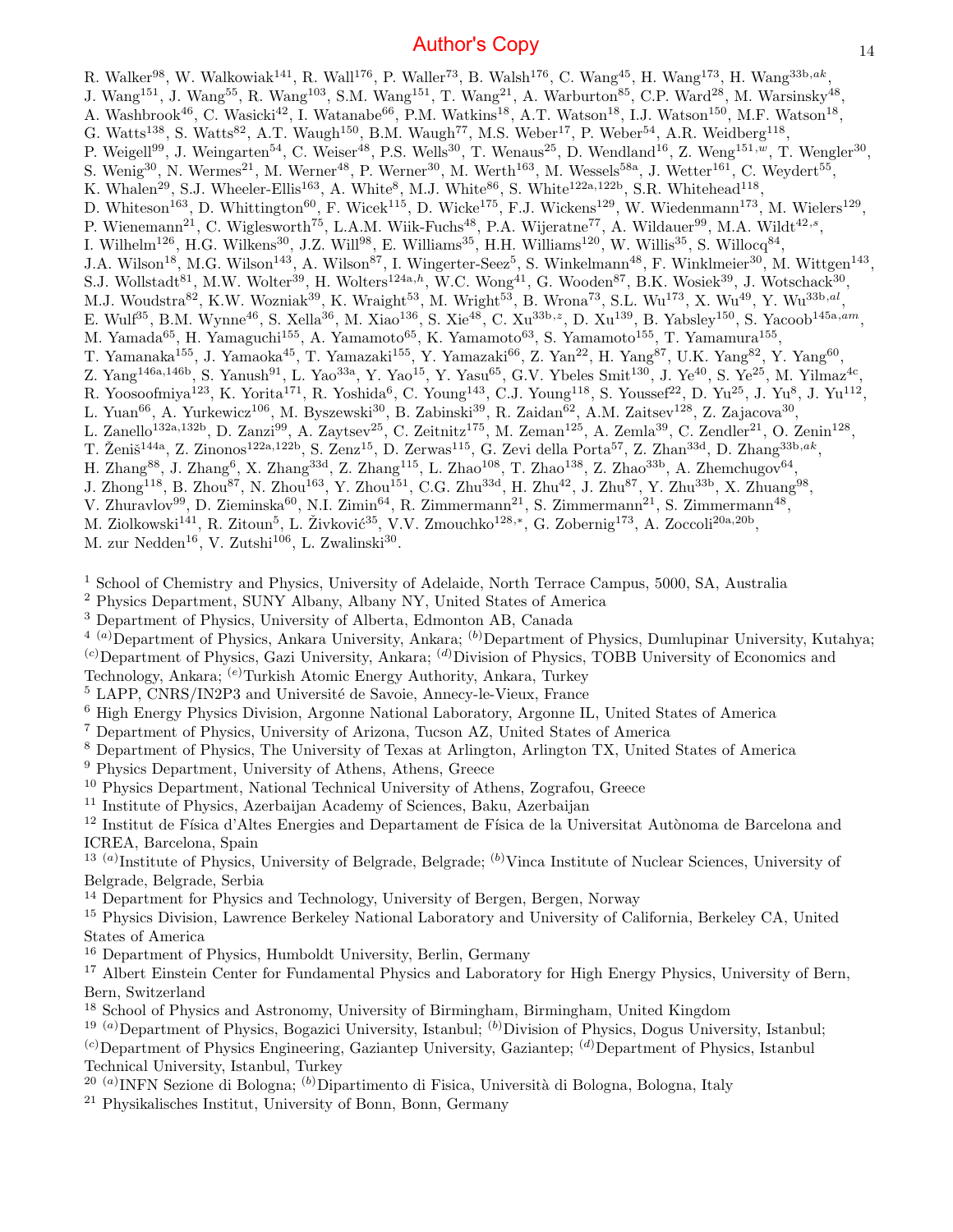R. Walker[98], W. Walkowiak[141], R. Wall[176], P. Waller[73], B. Walsh[176], C. Wang[45], H. Wang[173], H. Wang[33b,ak], J. Wang[151], J. Wang[55], R. Wang[103], S.M. Wang[151], T. Wang[21], A. Warburton[85], C.P. Ward[28], M. Warsinsky[48], A. Washbrook[46], C. Wasicki[42], I. Watanabe[66], P.M. Watkins[18], A.T. Watson[18], I.J. Watson[150], M.F. Watson[18], G. Watts[138], S. Watts[82], A.T. Waugh[150], B.M. Waugh[77], M.S. Weber[17], P. Weber[54], A.R. Weidberg[118], P. Weigell[99], J. Weingarten[54], C. Weiser[48], P.S. Wells[30], T. Wenaus[25], D. Wendland[16], Z. Weng[151,w], T. Wengler[30], S. Wenig[30], N. Wermes[21], M. Werner[48], P. Werner[30], M. Werth[163], M. Wessels[58a], J. Wetter[161], C. Weydert[55], K. Whalen[29], S.J. Wheeler-Ellis[163], A. White[8], M.J. White[86], S. White[122a,122b], S.R. Whitehead[118], D. Whiteson[163], D. Whittington[60], F. Wicek[115], D. Wicke[175], F.J. Wickens[129], W. Wiedenmann[173], M. Wielers[129], P. Wienemann[21], C. Wiglesworth[75], L.A.M. Wiik-Fuchs[48], P.A. Wijeratne[77], A. Wildauer[99], M.A. Wildt[42,s], I. Wilhelm[126], H.G. Wilkens[30], J.Z. Will[98], E. Williams[35], H.H. Williams[120], W. Willis[35], S. Willocq[84], J.A. Wilson[18], M.G. Wilson[143], A. Wilson[87], I. Wingerter-Seez[5], S. Winkelmann[48], F. Winklmeier[30], M. Wittgen[143], S.J. Wollstadt[81], M.W. Wolter[39], H. Wolters[124a,h], W.C. Wong[41], G. Wooden[87], B.K. Wosiek[39], J. Wotschack[30], M.J. Woudstra[82], K.W. Wozniak[39], K. Wraight[53], M. Wright[53], B. Wrona[73], S.L. Wu[173], X. Wu[49], Y. Wu[33b,al], E. Wulf[35], B.M. Wynne[46], S. Xella[36], M. Xiao[136], S. Xie[48], C. Xu[33b,z], D. Xu[139], B. Yabsley[150], S. Yacoob[145a,am], M. Yamada[65], H. Yamaguchi[155], A. Yamamoto[65], K. Yamamoto[63], S. Yamamoto[155], T. Yamamura[155], T. Yamanaka[155], J. Yamaoka[45], T. Yamazaki[155], Y. Yamazaki[66], Z. Yan[22], H. Yang[87], U.K. Yang[82], Y. Yang[60], Z. Yang[146a,146b], S. Yanush[91], L. Yao[33a], Y. Yao[15], Y. Yasu[65], G.V. Ybeles Smit[130], J. Ye[40], S. Ye[25], M. Yilmaz[4c], R. Yoosoofmiya[123], K. Yorita[171], R. Yoshida[6], C. Young[143], C.J. Young[118], S. Youssef[22], D. Yu[25], J. Yu[8], J. Yu[112], L. Yuan[66], A. Yurkewicz[106], M. Byszewski[30], B. Zabinski[39], R. Zaidan[62], A.M. Zaitsev[128], Z. Zajacova[30], L. Zanello[132a,132b], D. Zanzi[99], A. Zaytsev[25], C. Zeitnitz[175], M. Zeman[125], A. Zemla[39], C. Zendler[21], O. Zenin[128], T. Ženiš[144a], Z. Zinonos[122a,122b], S. Zenz[15], D. Zerwas[115], G. Zevi della Porta[57], Z. Zhan[33d], D. Zhang[33b,ak], H. Zhang[88], J. Zhang[6], X. Zhang[33d], Z. Zhang[115], L. Zhao[108], T. Zhao[138], Z. Zhao[33b], A. Zhemchugov[64], J. Zhong[118], B. Zhou[87], N. Zhou[163], Y. Zhou[151], C.G. Zhu[33d], H. Zhu[42], J. Zhu[87], Y. Zhu[33b], X. Zhuang[98], V. Zhuravlov[99], D. Zieminska[60], N.I. Zimin[64], R. Zimmermann[21], S. Zimmermann[21], S. Zimmermann[48], M. Ziolkowski[141], R. Zitoun[5], L. Živković[35], V.V. Zmouchko[128,*], G. Zobernig[173], A. Zoccoli[20a,20b], M. zur Nedden[16], V. Zutshi[106], L. Zwalinski[30].

[1] School of Chemistry and Physics, University of Adelaide, North Terrace Campus, 5000, SA, Australia
[2] Physics Department, SUNY Albany, Albany NY, United States of America
[3] Department of Physics, University of Alberta, Edmonton AB, Canada
[4] [(a)]Department of Physics, Ankara University, Ankara; [(b)]Department of Physics, Dumlupinar University, Kutahya; [(c)]Department of Physics, Gazi University, Ankara; [(d)]Division of Physics, TOBB University of Economics and Technology, Ankara; [(e)]Turkish Atomic Energy Authority, Ankara, Turkey
[5] LAPP, CNRS/IN2P3 and Université de Savoie, Annecy-le-Vieux, France
[6] High Energy Physics Division, Argonne National Laboratory, Argonne IL, United States of America
[7] Department of Physics, University of Arizona, Tucson AZ, United States of America
[8] Department of Physics, The University of Texas at Arlington, Arlington TX, United States of America
[9] Physics Department, University of Athens, Athens, Greece
[10] Physics Department, National Technical University of Athens, Zografou, Greece
[11] Institute of Physics, Azerbaijan Academy of Sciences, Baku, Azerbaijan
[12] Institut de Física d'Altes Energies and Departament de Física de la Universitat Autònoma de Barcelona and ICREA, Barcelona, Spain
[13] [(a)]Institute of Physics, University of Belgrade, Belgrade; [(b)]Vinca Institute of Nuclear Sciences, University of Belgrade, Belgrade, Serbia
[14] Department for Physics and Technology, University of Bergen, Bergen, Norway
[15] Physics Division, Lawrence Berkeley National Laboratory and University of California, Berkeley CA, United States of America
[16] Department of Physics, Humboldt University, Berlin, Germany
[17] Albert Einstein Center for Fundamental Physics and Laboratory for High Energy Physics, University of Bern, Bern, Switzerland
[18] School of Physics and Astronomy, University of Birmingham, Birmingham, United Kingdom
[19] [(a)]Department of Physics, Bogazici University, Istanbul; [(b)]Division of Physics, Dogus University, Istanbul; [(c)]Department of Physics Engineering, Gaziantep University, Gaziantep; [(d)]Department of Physics, Istanbul Technical University, Istanbul, Turkey
[20] [(a)]INFN Sezione di Bologna; [(b)]Dipartimento di Fisica, Università di Bologna, Bologna, Italy
[21] Physikalisches Institut, University of Bonn, Bonn, Germany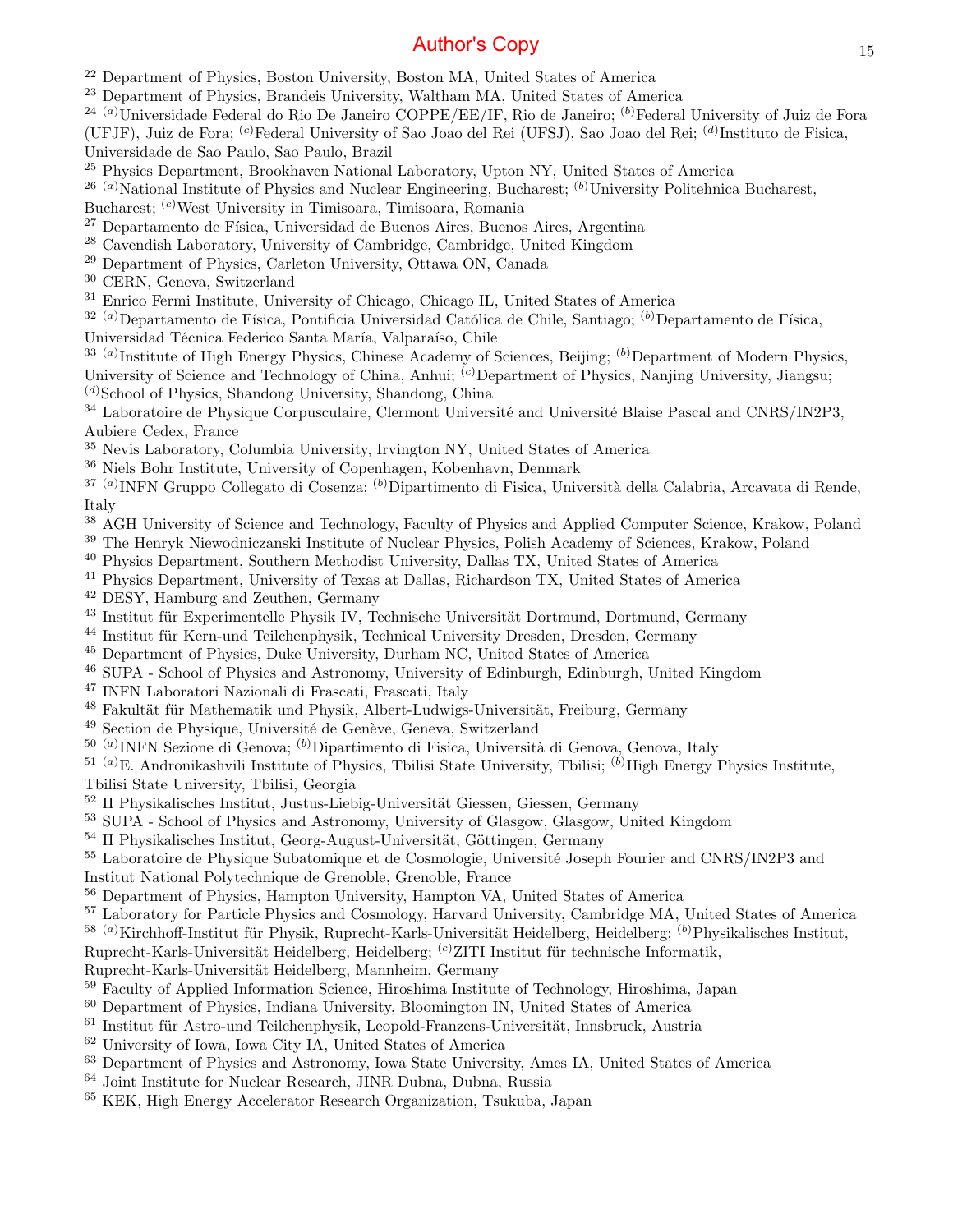[22] Department of Physics, Boston University, Boston MA, United States of America
[23] Department of Physics, Brandeis University, Waltham MA, United States of America
[24] [(a)]Universidade Federal do Rio De Janeiro COPPE/EE/IF, Rio de Janeiro; [(b)]Federal University of Juiz de Fora (UFJF), Juiz de Fora; [(c)]Federal University of Sao Joao del Rei (UFSJ), Sao Joao del Rei; [(d)]Instituto de Fisica, Universidade de Sao Paulo, Sao Paulo, Brazil
[25] Physics Department, Brookhaven National Laboratory, Upton NY, United States of America
[26] [(a)]National Institute of Physics and Nuclear Engineering, Bucharest; [(b)]University Politehnica Bucharest, Bucharest; [(c)]West University in Timisoara, Timisoara, Romania
[27] Departamento de Física, Universidad de Buenos Aires, Buenos Aires, Argentina
[28] Cavendish Laboratory, University of Cambridge, Cambridge, United Kingdom
[29] Department of Physics, Carleton University, Ottawa ON, Canada
[30] CERN, Geneva, Switzerland
[31] Enrico Fermi Institute, University of Chicago, Chicago IL, United States of America
[32] [(a)]Departamento de Física, Pontificia Universidad Católica de Chile, Santiago; [(b)]Departamento de Física, Universidad Técnica Federico Santa María, Valparaíso, Chile
[33] [(a)]Institute of High Energy Physics, Chinese Academy of Sciences, Beijing; [(b)]Department of Modern Physics, University of Science and Technology of China, Anhui; [(c)]Department of Physics, Nanjing University, Jiangsu; [(d)]School of Physics, Shandong University, Shandong, China
[34] Laboratoire de Physique Corpusculaire, Clermont Université and Université Blaise Pascal and CNRS/IN2P3, Aubiere Cedex, France
[35] Nevis Laboratory, Columbia University, Irvington NY, United States of America
[36] Niels Bohr Institute, University of Copenhagen, Kobenhavn, Denmark
[37] [(a)]INFN Gruppo Collegato di Cosenza; [(b)]Dipartimento di Fisica, Università della Calabria, Arcavata di Rende, Italy
[38] AGH University of Science and Technology, Faculty of Physics and Applied Computer Science, Krakow, Poland
[39] The Henryk Niewodniczanski Institute of Nuclear Physics, Polish Academy of Sciences, Krakow, Poland
[40] Physics Department, Southern Methodist University, Dallas TX, United States of America
[41] Physics Department, University of Texas at Dallas, Richardson TX, United States of America
[42] DESY, Hamburg and Zeuthen, Germany
[43] Institut für Experimentelle Physik IV, Technische Universität Dortmund, Dortmund, Germany
[44] Institut für Kern-und Teilchenphysik, Technical University Dresden, Dresden, Germany
[45] Department of Physics, Duke University, Durham NC, United States of America
[46] SUPA - School of Physics and Astronomy, University of Edinburgh, Edinburgh, United Kingdom
[47] INFN Laboratori Nazionali di Frascati, Frascati, Italy
[48] Fakultät für Mathematik und Physik, Albert-Ludwigs-Universität, Freiburg, Germany
[49] Section de Physique, Université de Genève, Geneva, Switzerland
[50] [(a)]INFN Sezione di Genova; [(b)]Dipartimento di Fisica, Università di Genova, Genova, Italy
[51] [(a)]E. Andronikashvili Institute of Physics, Tbilisi State University, Tbilisi; [(b)]High Energy Physics Institute, Tbilisi State University, Tbilisi, Georgia
[52] II Physikalisches Institut, Justus-Liebig-Universität Giessen, Giessen, Germany
[53] SUPA - School of Physics and Astronomy, University of Glasgow, Glasgow, United Kingdom
[54] II Physikalisches Institut, Georg-August-Universität, Göttingen, Germany
[55] Laboratoire de Physique Subatomique et de Cosmologie, Université Joseph Fourier and CNRS/IN2P3 and Institut National Polytechnique de Grenoble, Grenoble, France
[56] Department of Physics, Hampton University, Hampton VA, United States of America
[57] Laboratory for Particle Physics and Cosmology, Harvard University, Cambridge MA, United States of America
[58] [(a)]Kirchhoff-Institut für Physik, Ruprecht-Karls-Universität Heidelberg, Heidelberg; [(b)]Physikalisches Institut, Ruprecht-Karls-Universität Heidelberg, Heidelberg; [(c)]ZITI Institut für technische Informatik, Ruprecht-Karls-Universität Heidelberg, Mannheim, Germany
[59] Faculty of Applied Information Science, Hiroshima Institute of Technology, Hiroshima, Japan
[60] Department of Physics, Indiana University, Bloomington IN, United States of America
[61] Institut für Astro-und Teilchenphysik, Leopold-Franzens-Universität, Innsbruck, Austria
[62] University of Iowa, Iowa City IA, United States of America
[63] Department of Physics and Astronomy, Iowa State University, Ames IA, United States of America
[64] Joint Institute for Nuclear Research, JINR Dubna, Dubna, Russia
[65] KEK, High Energy Accelerator Research Organization, Tsukuba, Japan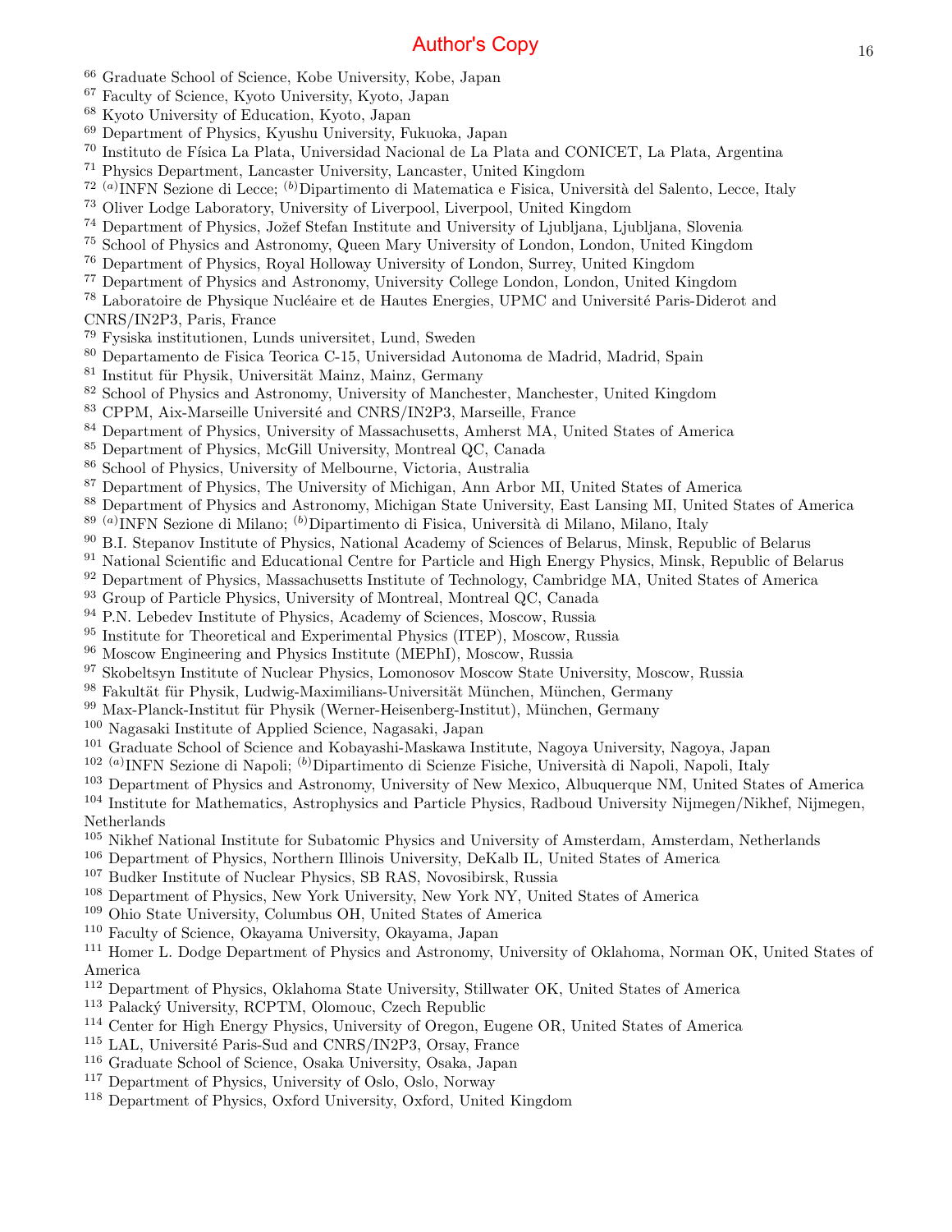[66] Graduate School of Science, Kobe University, Kobe, Japan
[67] Faculty of Science, Kyoto University, Kyoto, Japan
[68] Kyoto University of Education, Kyoto, Japan
[69] Department of Physics, Kyushu University, Fukuoka, Japan
[70] Instituto de Física La Plata, Universidad Nacional de La Plata and CONICET, La Plata, Argentina
[71] Physics Department, Lancaster University, Lancaster, United Kingdom
[72] [(a)]INFN Sezione di Lecce; [(b)]Dipartimento di Matematica e Fisica, Università del Salento, Lecce, Italy
[73] Oliver Lodge Laboratory, University of Liverpool, Liverpool, United Kingdom
[74] Department of Physics, Jožef Stefan Institute and University of Ljubljana, Ljubljana, Slovenia
[75] School of Physics and Astronomy, Queen Mary University of London, London, United Kingdom
[76] Department of Physics, Royal Holloway University of London, Surrey, United Kingdom
[77] Department of Physics and Astronomy, University College London, London, United Kingdom
[78] Laboratoire de Physique Nucléaire et de Hautes Energies, UPMC and Université Paris-Diderot and CNRS/IN2P3, Paris, France
[79] Fysiska institutionen, Lunds universitet, Lund, Sweden
[80] Departamento de Fisica Teorica C-15, Universidad Autonoma de Madrid, Madrid, Spain
[81] Institut für Physik, Universität Mainz, Mainz, Germany
[82] School of Physics and Astronomy, University of Manchester, Manchester, United Kingdom
[83] CPPM, Aix-Marseille Université and CNRS/IN2P3, Marseille, France
[84] Department of Physics, University of Massachusetts, Amherst MA, United States of America
[85] Department of Physics, McGill University, Montreal QC, Canada
[86] School of Physics, University of Melbourne, Victoria, Australia
[87] Department of Physics, The University of Michigan, Ann Arbor MI, United States of America
[88] Department of Physics and Astronomy, Michigan State University, East Lansing MI, United States of America
[89] [(a)]INFN Sezione di Milano; [(b)]Dipartimento di Fisica, Università di Milano, Milano, Italy
[90] B.I. Stepanov Institute of Physics, National Academy of Sciences of Belarus, Minsk, Republic of Belarus
[91] National Scientific and Educational Centre for Particle and High Energy Physics, Minsk, Republic of Belarus
[92] Department of Physics, Massachusetts Institute of Technology, Cambridge MA, United States of America
[93] Group of Particle Physics, University of Montreal, Montreal QC, Canada
[94] P.N. Lebedev Institute of Physics, Academy of Sciences, Moscow, Russia
[95] Institute for Theoretical and Experimental Physics (ITEP), Moscow, Russia
[96] Moscow Engineering and Physics Institute (MEPhI), Moscow, Russia
[97] Skobeltsyn Institute of Nuclear Physics, Lomonosov Moscow State University, Moscow, Russia
[98] Fakultät für Physik, Ludwig-Maximilians-Universität München, München, Germany
[99] Max-Planck-Institut für Physik (Werner-Heisenberg-Institut), München, Germany
[100] Nagasaki Institute of Applied Science, Nagasaki, Japan
[101] Graduate School of Science and Kobayashi-Maskawa Institute, Nagoya University, Nagoya, Japan
[102] [(a)]INFN Sezione di Napoli; [(b)]Dipartimento di Scienze Fisiche, Università di Napoli, Napoli, Italy
[103] Department of Physics and Astronomy, University of New Mexico, Albuquerque NM, United States of America
[104] Institute for Mathematics, Astrophysics and Particle Physics, Radboud University Nijmegen/Nikhef, Nijmegen, Netherlands
[105] Nikhef National Institute for Subatomic Physics and University of Amsterdam, Amsterdam, Netherlands
[106] Department of Physics, Northern Illinois University, DeKalb IL, United States of America
[107] Budker Institute of Nuclear Physics, SB RAS, Novosibirsk, Russia
[108] Department of Physics, New York University, New York NY, United States of America
[109] Ohio State University, Columbus OH, United States of America
[110] Faculty of Science, Okayama University, Okayama, Japan
[111] Homer L. Dodge Department of Physics and Astronomy, University of Oklahoma, Norman OK, United States of America
[112] Department of Physics, Oklahoma State University, Stillwater OK, United States of America
[113] Palacký University, RCPTM, Olomouc, Czech Republic
[114] Center for High Energy Physics, University of Oregon, Eugene OR, United States of America
[115] LAL, Université Paris-Sud and CNRS/IN2P3, Orsay, France
[116] Graduate School of Science, Osaka University, Osaka, Japan
[117] Department of Physics, University of Oslo, Oslo, Norway
[118] Department of Physics, Oxford University, Oxford, United Kingdom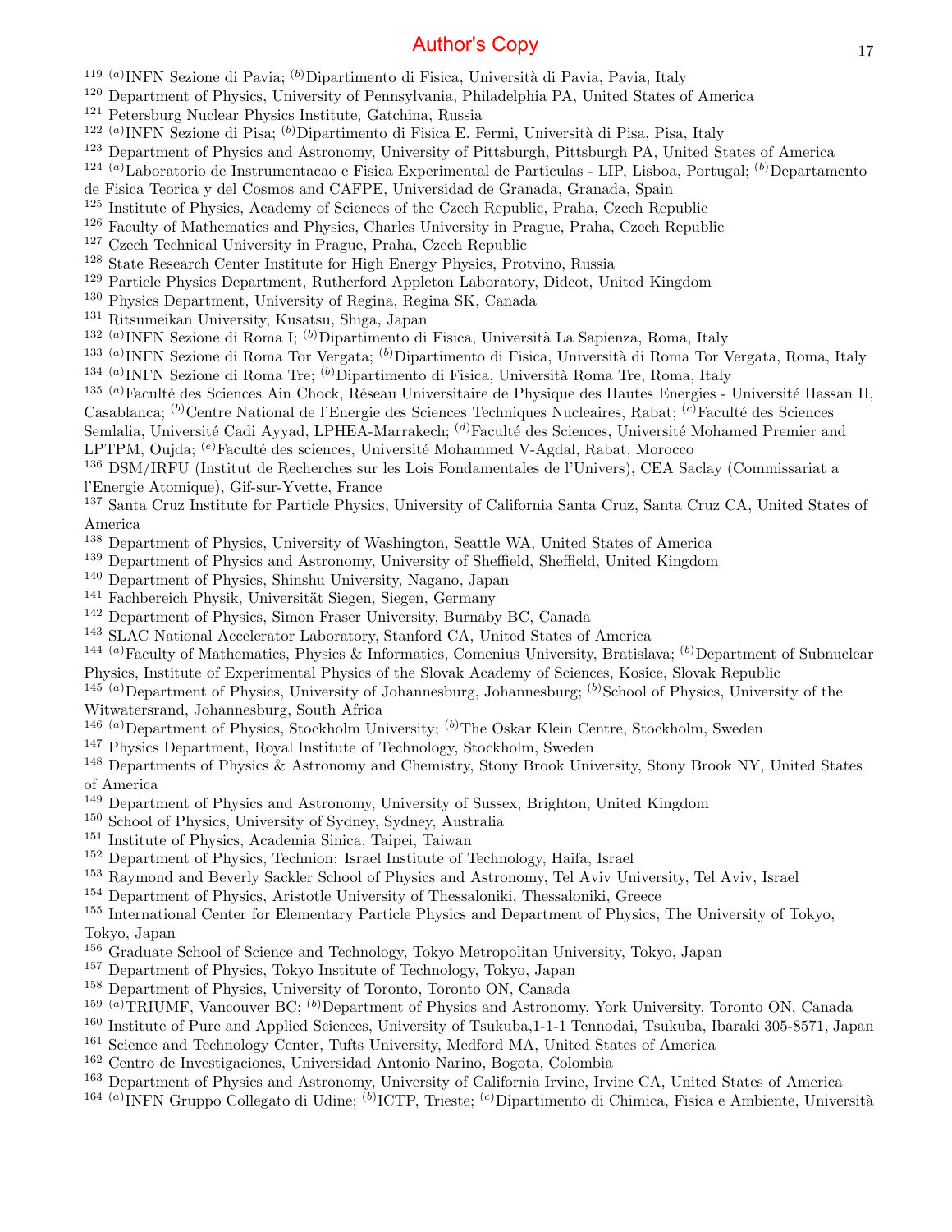[119] [(a)]INFN Sezione di Pavia; [(b)]Dipartimento di Fisica, Università di Pavia, Pavia, Italy
[120] Department of Physics, University of Pennsylvania, Philadelphia PA, United States of America
[121] Petersburg Nuclear Physics Institute, Gatchina, Russia
[122] [(a)]INFN Sezione di Pisa; [(b)]Dipartimento di Fisica E. Fermi, Università di Pisa, Pisa, Italy
[123] Department of Physics and Astronomy, University of Pittsburgh, Pittsburgh PA, United States of America
[124] [(a)]Laboratorio de Instrumentacao e Fisica Experimental de Particulas - LIP, Lisboa, Portugal; [(b)]Departamento de Fisica Teorica y del Cosmos and CAFPE, Universidad de Granada, Granada, Spain
[125] Institute of Physics, Academy of Sciences of the Czech Republic, Praha, Czech Republic
[126] Faculty of Mathematics and Physics, Charles University in Prague, Praha, Czech Republic
[127] Czech Technical University in Prague, Praha, Czech Republic
[128] State Research Center Institute for High Energy Physics, Protvino, Russia
[129] Particle Physics Department, Rutherford Appleton Laboratory, Didcot, United Kingdom
[130] Physics Department, University of Regina, Regina SK, Canada
[131] Ritsumeikan University, Kusatsu, Shiga, Japan
[132] [(a)]INFN Sezione di Roma I; [(b)]Dipartimento di Fisica, Università La Sapienza, Roma, Italy
[133] [(a)]INFN Sezione di Roma Tor Vergata; [(b)]Dipartimento di Fisica, Università di Roma Tor Vergata, Roma, Italy
[134] [(a)]INFN Sezione di Roma Tre; [(b)]Dipartimento di Fisica, Università Roma Tre, Roma, Italy
[135] [(a)]Faculté des Sciences Ain Chock, Réseau Universitaire de Physique des Hautes Energies - Université Hassan II, Casablanca; [(b)]Centre National de l'Energie des Sciences Techniques Nucleaires, Rabat; [(c)]Faculté des Sciences Semlalia, Université Cadi Ayyad, LPHEA-Marrakech; [(d)]Faculté des Sciences, Université Mohamed Premier and LPTPM, Oujda; [(e)]Faculté des sciences, Université Mohammed V-Agdal, Rabat, Morocco
[136] DSM/IRFU (Institut de Recherches sur les Lois Fondamentales de l'Univers), CEA Saclay (Commissariat a l'Energie Atomique), Gif-sur-Yvette, France
[137] Santa Cruz Institute for Particle Physics, University of California Santa Cruz, Santa Cruz CA, United States of America
[138] Department of Physics, University of Washington, Seattle WA, United States of America
[139] Department of Physics and Astronomy, University of Sheffield, Sheffield, United Kingdom
[140] Department of Physics, Shinshu University, Nagano, Japan
[141] Fachbereich Physik, Universität Siegen, Siegen, Germany
[142] Department of Physics, Simon Fraser University, Burnaby BC, Canada
[143] SLAC National Accelerator Laboratory, Stanford CA, United States of America
[144] [(a)]Faculty of Mathematics, Physics & Informatics, Comenius University, Bratislava; [(b)]Department of Subnuclear Physics, Institute of Experimental Physics of the Slovak Academy of Sciences, Kosice, Slovak Republic
[145] [(a)]Department of Physics, University of Johannesburg, Johannesburg; [(b)]School of Physics, University of the Witwatersrand, Johannesburg, South Africa
[146] [(a)]Department of Physics, Stockholm University; [(b)]The Oskar Klein Centre, Stockholm, Sweden
[147] Physics Department, Royal Institute of Technology, Stockholm, Sweden
[148] Departments of Physics & Astronomy and Chemistry, Stony Brook University, Stony Brook NY, United States of America
[149] Department of Physics and Astronomy, University of Sussex, Brighton, United Kingdom
[150] School of Physics, University of Sydney, Sydney, Australia
[151] Institute of Physics, Academia Sinica, Taipei, Taiwan
[152] Department of Physics, Technion: Israel Institute of Technology, Haifa, Israel
[153] Raymond and Beverly Sackler School of Physics and Astronomy, Tel Aviv University, Tel Aviv, Israel
[154] Department of Physics, Aristotle University of Thessaloniki, Thessaloniki, Greece
[155] International Center for Elementary Particle Physics and Department of Physics, The University of Tokyo, Tokyo, Japan
[156] Graduate School of Science and Technology, Tokyo Metropolitan University, Tokyo, Japan
[157] Department of Physics, Tokyo Institute of Technology, Tokyo, Japan
[158] Department of Physics, University of Toronto, Toronto ON, Canada
[159] [(a)]TRIUMF, Vancouver BC; [(b)]Department of Physics and Astronomy, York University, Toronto ON, Canada
[160] Institute of Pure and Applied Sciences, University of Tsukuba,1-1-1 Tennodai, Tsukuba, Ibaraki 305-8571, Japan
[161] Science and Technology Center, Tufts University, Medford MA, United States of America
[162] Centro de Investigaciones, Universidad Antonio Narino, Bogota, Colombia
[163] Department of Physics and Astronomy, University of California Irvine, Irvine CA, United States of America
[164] [(a)]INFN Gruppo Collegato di Udine; [(b)]ICTP, Trieste; [(c)]Dipartimento di Chimica, Fisica e Ambiente, Università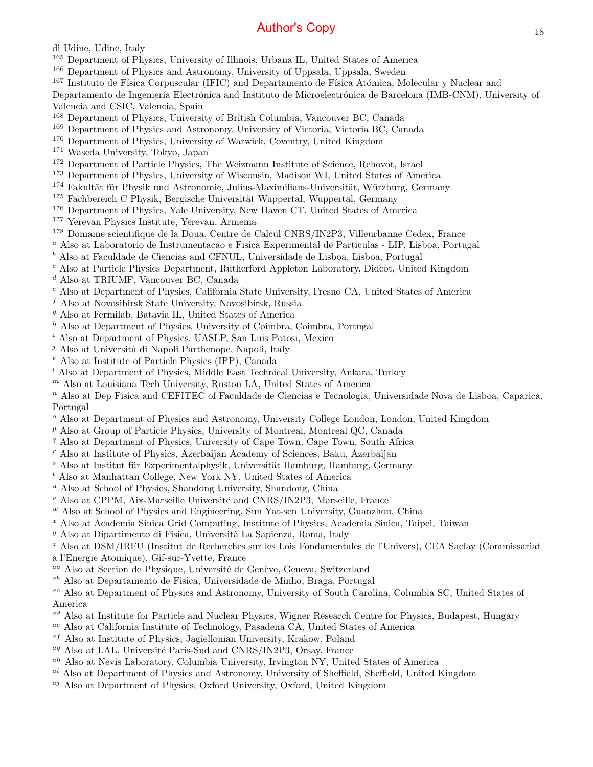di Udine, Udine, Italy
[165] Department of Physics, University of Illinois, Urbana IL, United States of America
[166] Department of Physics and Astronomy, University of Uppsala, Uppsala, Sweden
[167] Instituto de Física Corpuscular (IFIC) and Departamento de Física Atómica, Molecular y Nuclear and Departamento de Ingeniería Electrónica and Instituto de Microelectrónica de Barcelona (IMB-CNM), University of Valencia and CSIC, Valencia, Spain
[168] Department of Physics, University of British Columbia, Vancouver BC, Canada
[169] Department of Physics and Astronomy, University of Victoria, Victoria BC, Canada
[170] Department of Physics, University of Warwick, Coventry, United Kingdom
[171] Waseda University, Tokyo, Japan
[172] Department of Particle Physics, The Weizmann Institute of Science, Rehovot, Israel
[173] Department of Physics, University of Wisconsin, Madison WI, United States of America
[174] Fakultät für Physik und Astronomie, Julius-Maximilians-Universität, Würzburg, Germany
[175] Fachbereich C Physik, Bergische Universität Wuppertal, Wuppertal, Germany
[176] Department of Physics, Yale University, New Haven CT, United States of America
[177] Yerevan Physics Institute, Yerevan, Armenia
[178] Domaine scientifique de la Doua, Centre de Calcul CNRS/IN2P3, Villeurbanne Cedex, France
[a] Also at Laboratorio de Instrumentacao e Fisica Experimental de Particulas - LIP, Lisboa, Portugal
[b] Also at Faculdade de Ciencias and CFNUL, Universidade de Lisboa, Lisboa, Portugal
[c] Also at Particle Physics Department, Rutherford Appleton Laboratory, Didcot, United Kingdom
[d] Also at TRIUMF, Vancouver BC, Canada
[e] Also at Department of Physics, California State University, Fresno CA, United States of America
[f] Also at Novosibirsk State University, Novosibirsk, Russia
[g] Also at Fermilab, Batavia IL, United States of America
[h] Also at Department of Physics, University of Coimbra, Coimbra, Portugal
[i] Also at Department of Physics, UASLP, San Luis Potosi, Mexico
[j] Also at Università di Napoli Parthenope, Napoli, Italy
[k] Also at Institute of Particle Physics (IPP), Canada
[l] Also at Department of Physics, Middle East Technical University, Ankara, Turkey
[m] Also at Louisiana Tech University, Ruston LA, United States of America
[n] Also at Dep Fisica and CEFITEC of Faculdade de Ciencias e Tecnologia, Universidade Nova de Lisboa, Caparica, Portugal
[o] Also at Department of Physics and Astronomy, University College London, London, United Kingdom
[p] Also at Group of Particle Physics, University of Montreal, Montreal QC, Canada
[q] Also at Department of Physics, University of Cape Town, Cape Town, South Africa
[r] Also at Institute of Physics, Azerbaijan Academy of Sciences, Baku, Azerbaijan
[s] Also at Institut für Experimentalphysik, Universität Hamburg, Hamburg, Germany
[t] Also at Manhattan College, New York NY, United States of America
[u] Also at School of Physics, Shandong University, Shandong, China
[v] Also at CPPM, Aix-Marseille Université and CNRS/IN2P3, Marseille, France
[w] Also at School of Physics and Engineering, Sun Yat-sen University, Guanzhou, China
[x] Also at Academia Sinica Grid Computing, Institute of Physics, Academia Sinica, Taipei, Taiwan
[y] Also at Dipartimento di Fisica, Università La Sapienza, Roma, Italy
[z] Also at DSM/IRFU (Institut de Recherches sur les Lois Fondamentales de l'Univers), CEA Saclay (Commissariat a l'Energie Atomique), Gif-sur-Yvette, France
[aa] Also at Section de Physique, Université de Genève, Geneva, Switzerland
[ab] Also at Departamento de Fisica, Universidade de Minho, Braga, Portugal
[ac] Also at Department of Physics and Astronomy, University of South Carolina, Columbia SC, United States of America
[ad] Also at Institute for Particle and Nuclear Physics, Wigner Research Centre for Physics, Budapest, Hungary
[ae] Also at California Institute of Technology, Pasadena CA, United States of America
[af] Also at Institute of Physics, Jagiellonian University, Krakow, Poland
[ag] Also at LAL, Université Paris-Sud and CNRS/IN2P3, Orsay, France
[ah] Also at Nevis Laboratory, Columbia University, Irvington NY, United States of America
[ai] Also at Department of Physics and Astronomy, University of Sheffield, Sheffield, United Kingdom
[aj] Also at Department of Physics, Oxford University, Oxford, United Kingdom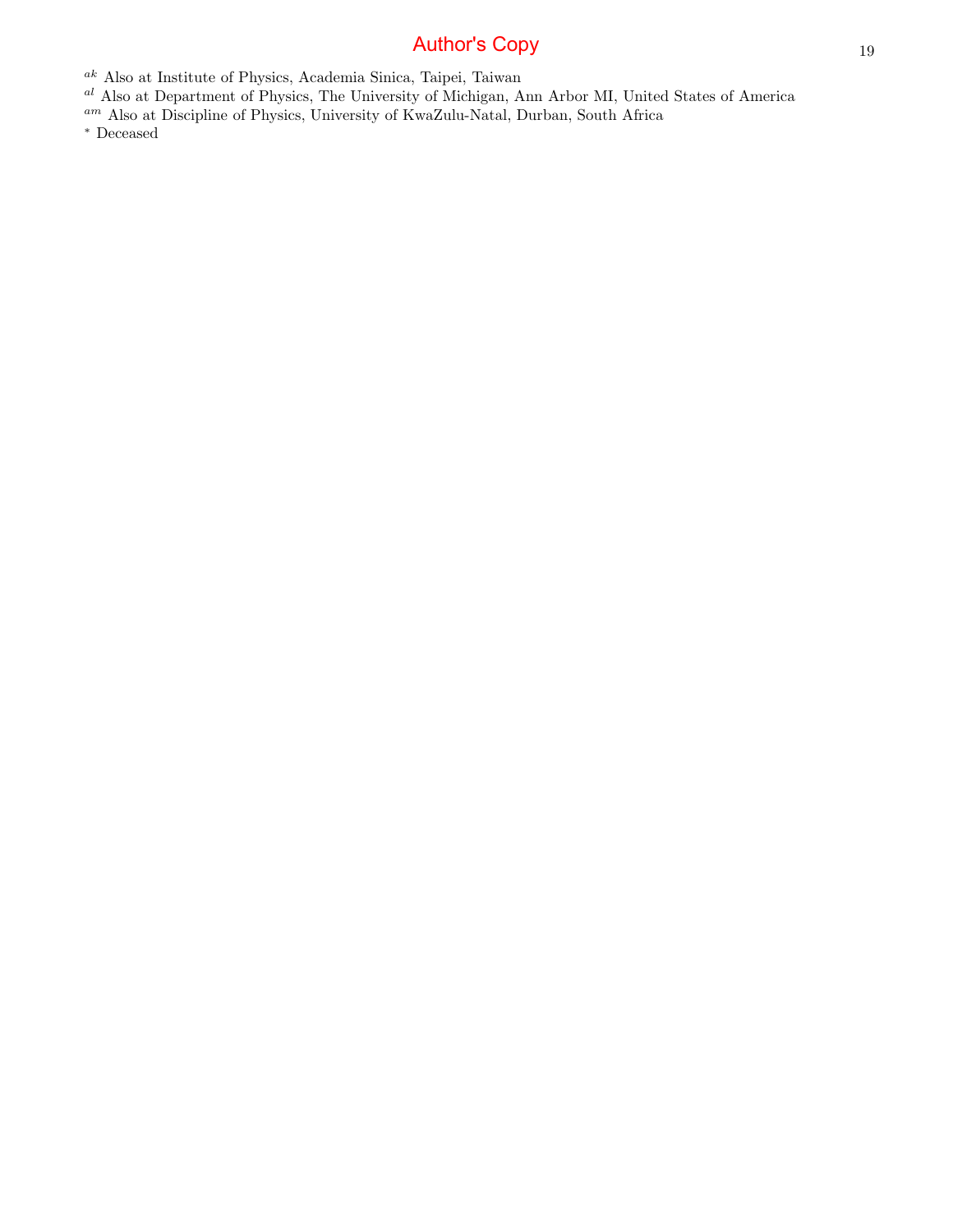[ak] Also at Institute of Physics, Academia Sinica, Taipei, Taiwan
[al] Also at Department of Physics, The University of Michigan, Ann Arbor MI, United States of America
[am] Also at Discipline of Physics, University of KwaZulu-Natal, Durban, South Africa
[*] Deceased